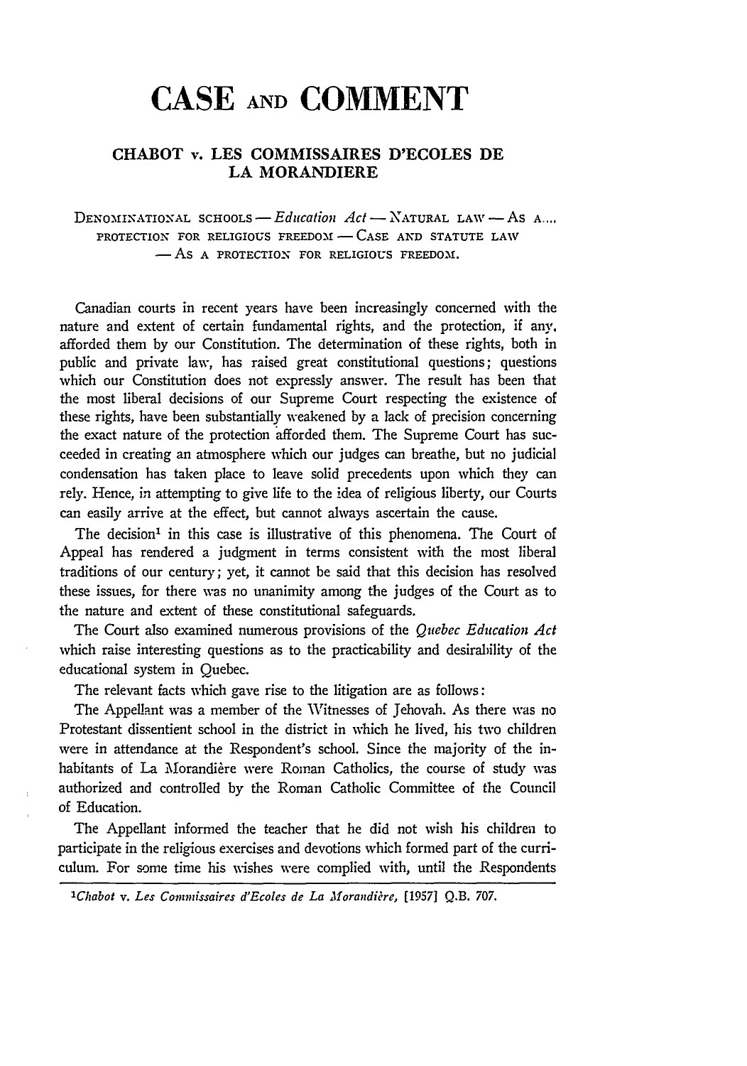# CASE AND COMMENT

## CHABOT v. LES COMMISSAIRES D'ECOLES DE LA MORANDIERE

DENOMINATIONAL SCHOOLS — *Education Act* — NATURAL LAW — AS A.... PROTECTION FOR RELIGIOUS FREEDOM — CASE AND STATUTE LAW — AS A PROTECTION FOR RELIGIOUS FREEDOM.

Canadian courts in recent years have been increasingly concerned with the nature and extent of certain fundamental rights, and the protection, if any, afforded them by our Constitution. The determination of these rights, both in public and private law, has raised great constitutional questions; questions which our Constitution does not expressly answer. The result has been that the most liberal decisions of our Supreme Court respecting the existence of these rights, have been substantially weakened by a lack of precision concerning the exact nature of the protection afforded them. The Supreme Court has succeeded in creating an atmosphere which our judges can breathe, but no judicial condensation has taken place to leave solid precedents upon which they can rely. Hence, in attempting to give life to the idea of religious liberty, our Courts can easily arrive at the effect, but cannot always ascertain the cause.

The decision[1] in this case is illustrative of this phenomena. The Court of Appeal has rendered a judgment in terms consistent with the most liberal traditions of our century; yet, it cannot be said that this decision has resolved these issues, for there was no unanimity among the judges of the Court as to the nature and extent of these constitutional safeguards.

The Court also examined numerous provisions of the *Quebec Education Act* which raise interesting questions as to the practicability and desirability of the educational system in Quebec.

The relevant facts which gave rise to the litigation are as follows:

The Appellant was a member of the Witnesses of Jehovah. As there was no Protestant dissentient school in the district in which he lived, his two children were in attendance at the Respondent's school. Since the majority of the inhabitants of La Morandière were Roman Catholics, the course of study was authorized and controlled by the Roman Catholic Committee of the Council of Education.

The Appellant informed the teacher that he did not wish his children to participate in the religious exercises and devotions which formed part of the curriculum. For some time his wishes were complied with, until the Respondents

[1] *Chabot v. Les Commissaires d'Ecoles de La Morandière*, [1957] Q.B. 707.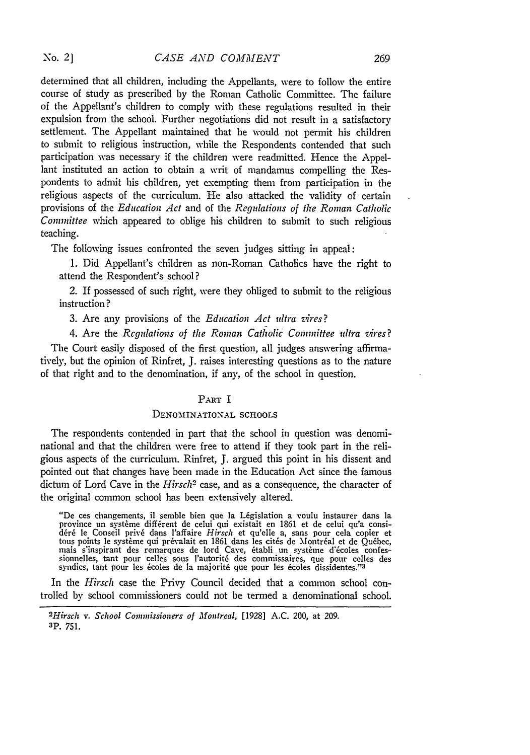determined that all children, including the Appellants, were to follow the entire course of study as prescribed by the Roman Catholic Committee. The failure of the Appellant's children to comply with these regulations resulted in their expulsion from the school. Further negotiations did not result in a satisfactory settlement. The Appellant maintained that he would not permit his children to submit to religious instruction, while the Respondents contended that such participation was necessary if the children were readmitted. Hence the Appellant instituted an action to obtain a writ of mandamus compelling the Respondents to admit his children, yet exempting them from participation in the religious aspects of the curriculum. He also attacked the validity of certain provisions of the *Education Act* and of the *Regulations of the Roman Catholic Committee* which appeared to oblige his children to submit to such religious teaching.

The following issues confronted the seven judges sitting in appeal:

1. Did Appellant's children as non-Roman Catholics have the right to attend the Respondent's school?

2. If possessed of such right, were they obliged to submit to the religious instruction?

3. Are any provisions of the *Education Act ultra vires*?

4. Are the *Regulations of the Roman Catholic Committee ultra vires*?

The Court easily disposed of the first question, all judges answering affirmatively, but the opinion of Rinfret, J. raises interesting questions as to the nature of that right and to the denomination, if any, of the school in question.

## PART I

### DENOMINATIONAL SCHOOLS

The respondents contended in part that the school in question was denominational and that the children were free to attend if they took part in the religious aspects of the curriculum. Rinfret, J. argued this point in his dissent and pointed out that changes have been made in the Education Act since the famous dictum of Lord Cave in the *Hirsch*[2] case, and as a consequence, the character of the original common school has been extensively altered.

> "De ces changements, il semble bien que la Législation a voulu instaurer dans la province un système différent de celui qui existait en 1861 et de celui qu'a considéré le Conseil privé dans l'affaire *Hirsch* et qu'elle a, sans pour cela copier et tous points le système qui prévalait en 1861 dans les cités de Montréal et de Québec, mais s'inspirant des remarques de lord Cave, établi un système d'écoles confessionnelles, tant pour celles sous l'autorité des commissaires, que pour celles des syndics, tant pour les écoles de la majorité que pour les écoles dissidentes."[3]

In the *Hirsch* case the Privy Council decided that a common school controlled by school commissioners could not be termed a denominational school.

[2] *Hirsch v. School Commissioners of Montreal*, [1928] A.C. 200, at 209.
[3] P. 751.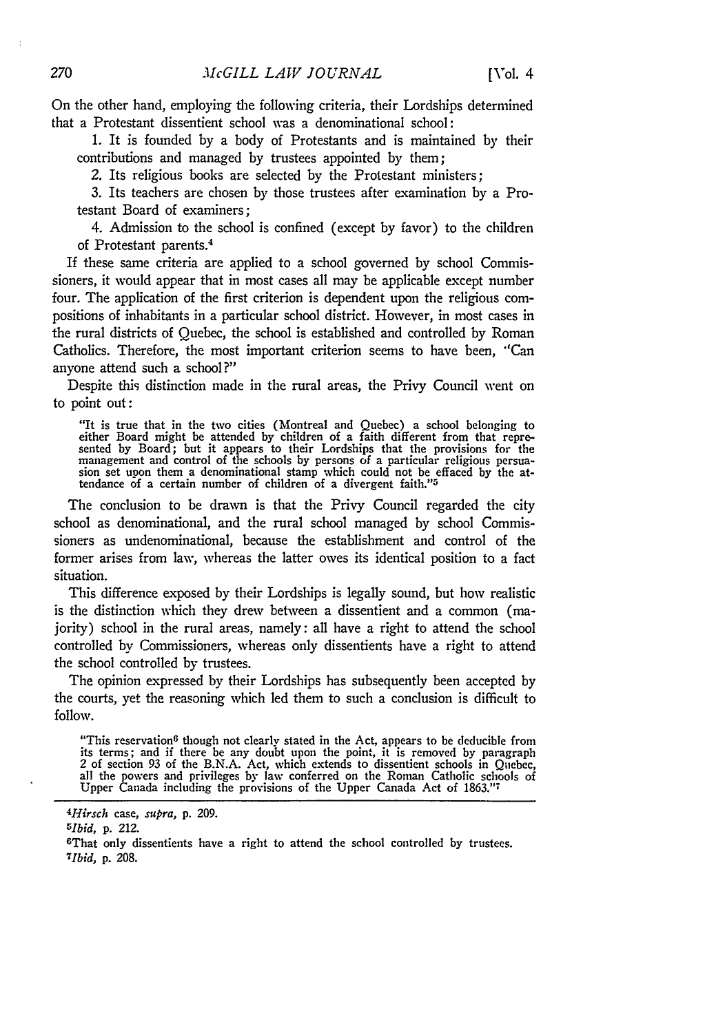On the other hand, employing the following criteria, their Lordships determined that a Protestant dissentient school was a denominational school:

1. It is founded by a body of Protestants and is maintained by their contributions and managed by trustees appointed by them;
2. Its religious books are selected by the Protestant ministers;
3. Its teachers are chosen by those trustees after examination by a Protestant Board of examiners;
4. Admission to the school is confined (except by favor) to the children of Protestant parents.[4]

If these same criteria are applied to a school governed by school Commissioners, it would appear that in most cases all may be applicable except number four. The application of the first criterion is dependent upon the religious compositions of inhabitants in a particular school district. However, in most cases in the rural districts of Quebec, the school is established and controlled by Roman Catholics. Therefore, the most important criterion seems to have been, "Can anyone attend such a school?"

Despite this distinction made in the rural areas, the Privy Council went on to point out:

> "It is true that in the two cities (Montreal and Quebec) a school belonging to either Board might be attended by children of a faith different from that represented by Board; but it appears to their Lordships that the provisions for the management and control of the schools by persons of a particular religious persuasion set upon them a denominational stamp which could not be effaced by the attendance of a certain number of children of a divergent faith."[5]

The conclusion to be drawn is that the Privy Council regarded the city school as denominational, and the rural school managed by school Commissioners as undenominational, because the establishment and control of the former arises from law, whereas the latter owes its identical position to a fact situation.

This difference exposed by their Lordships is legally sound, but how realistic is the distinction which they drew between a dissentient and a common (majority) school in the rural areas, namely: all have a right to attend the school controlled by Commissioners, whereas only dissentients have a right to attend the school controlled by trustees.

The opinion expressed by their Lordships has subsequently been accepted by the courts, yet the reasoning which led them to such a conclusion is difficult to follow.

> "This reservation[6] though not clearly stated in the Act, appears to be deducible from its terms; and if there be any doubt upon the point, it is removed by paragraph 2 of section 93 of the B.N.A. Act, which extends to dissentient schools in Quebec, all the powers and privileges by law conferred on the Roman Catholic schools of Upper Canada including the provisions of the Upper Canada Act of 1863."[7]

---

[4] *Hirsch* case, *supra*, p. 209.

[5] *Ibid*, p. 212.

[6] That only dissentients have a right to attend the school controlled by trustees.

[7] *Ibid*, p. 208.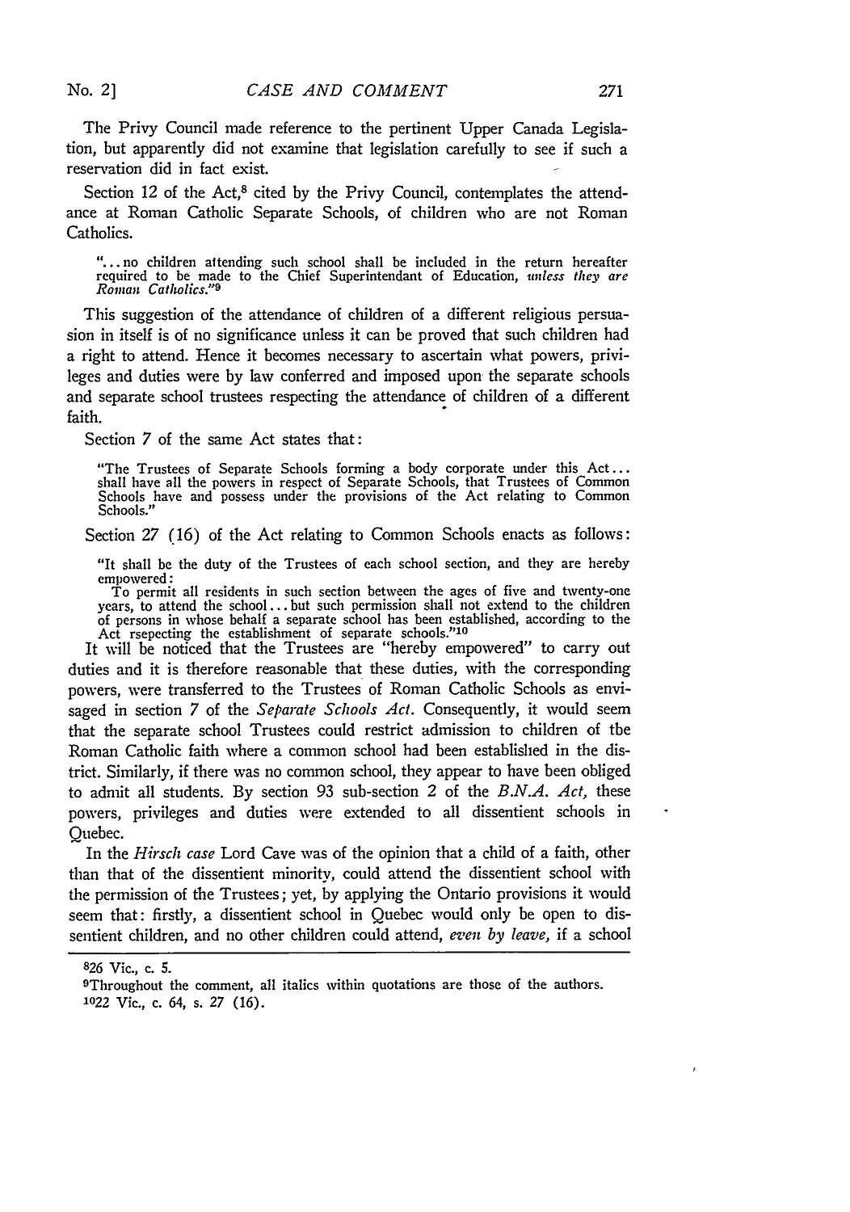The Privy Council made reference to the pertinent Upper Canada Legislation, but apparently did not examine that legislation carefully to see if such a reservation did in fact exist.

Section 12 of the Act,[8] cited by the Privy Council, contemplates the attendance at Roman Catholic Separate Schools, of children who are not Roman Catholics.

> "... no children attending such school shall be included in the return hereafter required to be made to the Chief Superintendant of Education, *unless they are Roman Catholics.*"[9]

This suggestion of the attendance of children of a different religious persuasion in itself is of no significance unless it can be proved that such children had a right to attend. Hence it becomes necessary to ascertain what powers, privileges and duties were by law conferred and imposed upon the separate schools and separate school trustees respecting the attendance of children of a different faith.

Section 7 of the same Act states that:

> "The Trustees of Separate Schools forming a body corporate under this Act... shall have all the powers in respect of Separate Schools, that Trustees of Common Schools have and possess under the provisions of the Act relating to Common Schools."

Section 27 (16) of the Act relating to Common Schools enacts as follows:

> "It shall be the duty of the Trustees of each school section, and they are hereby empowered:
> To permit all residents in such section between the ages of five and twenty-one years, to attend the school... but such permission shall not extend to the children of persons in whose behalf a separate school has been established, according to the Act rsepecting the establishment of separate schools."[10]

It will be noticed that the Trustees are "hereby empowered" to carry out duties and it is therefore reasonable that these duties, with the corresponding powers, were transferred to the Trustees of Roman Catholic Schools as envisaged in section 7 of the *Separate Schools Act*. Consequently, it would seem that the separate school Trustees could restrict admission to children of tbe Roman Catholic faith where a common school had been established in the district. Similarly, if there was no common school, they appear to have been obliged to admit all students. By section 93 sub-section 2 of the *B.N.A. Act,* these powers, privileges and duties were extended to all dissentient schools in Quebec.

In the *Hirsch case* Lord Cave was of the opinion that a child of a faith, other than that of the dissentient minority, could attend the dissentient school with the permission of the Trustees; yet, by applying the Ontario provisions it would seem that: firstly, a dissentient school in Quebec would only be open to dissentient children, and no other children could attend, *even by leave,* if a school

---

[8] 26 Vic., c. 5.

[9] Throughout the comment, all italics within quotations are those of the authors.

[10] 22 Vic., c. 64, s. 27 (16).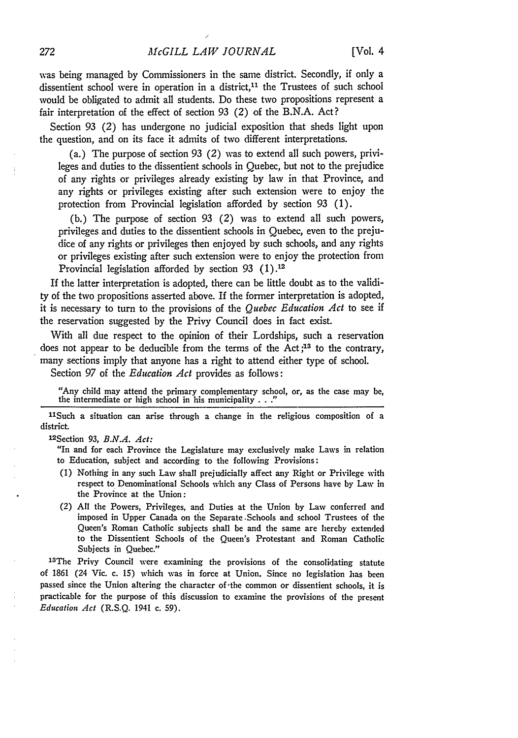was being managed by Commissioners in the same district. Secondly, if only a dissentient school were in operation in a district,[11] the Trustees of such school would be obligated to admit all students. Do these two propositions represent a fair interpretation of the effect of section 93 (2) of the B.N.A. Act?

Section 93 (2) has undergone no judicial exposition that sheds light upon the question, and on its face it admits of two different interpretations.

(a.) The purpose of section 93 (2) was to extend all such powers, privileges and duties to the dissentient schools in Quebec, but not to the prejudice of any rights or privileges already existing by law in that Province, and any rights or privileges existing after such extension were to enjoy the protection from Provincial legislation afforded by section 93 (1).

(b.) The purpose of section 93 (2) was to extend all such powers, privileges and duties to the dissentient schools in Quebec, even to the prejudice of any rights or privileges then enjoyed by such schools, and any rights or privileges existing after such extension were to enjoy the protection from Provincial legislation afforded by section 93 (1).[12]

If the latter interpretation is adopted, there can be little doubt as to the validity of the two propositions asserted above. If the former interpretation is adopted, it is necessary to turn to the provisions of the *Quebec Education Act* to see if the reservation suggested by the Privy Council does in fact exist.

With all due respect to the opinion of their Lordships, such a reservation does not appear to be deducible from the terms of the Act;[13] to the contrary, many sections imply that anyone has a right to attend either type of school.

Section 97 of the *Education Act* provides as follows:

> "Any child may attend the primary complementary school, or, as the case may be, the intermediate or high school in his municipality . . ."

---

[11] Such a situation can arise through a change in the religious composition of a district.

[12] Section 93, *B.N.A. Act:*

"In and for each Province the Legislature may exclusively make Laws in relation to Education, subject and according to the following Provisions:

(1) Nothing in any such Law shall prejudicially affect any Right or Privilege with respect to Denominational Schools which any Class of Persons have by Law in the Province at the Union:

(2) All the Powers, Privileges, and Duties at the Union by Law conferred and imposed in Upper Canada on the Separate Schools and school Trustees of the Queen's Roman Catholic subjects shall be and the same are hereby extended to the Dissentient Schools of the Queen's Protestant and Roman Catholic Subjects in Quebec."

[13] The Privy Council were examining the provisions of the consolidating statute of 1861 (24 Vic. c. 15) which was in force at Union. Since no legislation has been passed since the Union altering the character of the common or dissentient schools, it is practicable for the purpose of this discussion to examine the provisions of the present *Education Act* (R.S.Q. 1941 c. 59).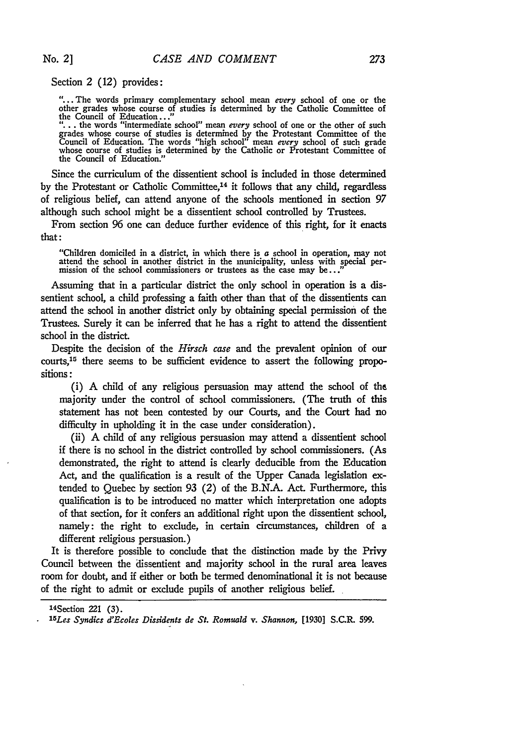Section 2 (12) provides:

> "... The words primary complementary school mean *every* school of one or the other grades whose course of studies is determined by the Catholic Committee of the Council of Education..."
> "... the words "intermediate school" mean *every* school of one or the other of such grades whose course of studies is determined by the Protestant Committee of the Council of Education. The words "high school" mean *every* school of such grade whose course of studies is determined by the Catholic or Protestant Committee of the Council of Education."

Since the curriculum of the dissentient school is included in those determined by the Protestant or Catholic Committee,[14] it follows that any child, regardless of religious belief, can attend anyone of the schools mentioned in section 97 although such school might be a dissentient school controlled by Trustees.

From section 96 one can deduce further evidence of this right, for it enacts that:

> "Children domiciled in a district, in which there is *a* school in operation, may not attend the school in another district in the municipality, unless with special permission of the school commissioners or trustees as the case may be..."

Assuming that in a particular district the only school in operation is a dissentient school, a child professing a faith other than that of the dissentients can attend the school in another district only by obtaining special permission of the Trustees. Surely it can be inferred that he has a right to attend the dissentient school in the district.

Despite the decision of the *Hirsch case* and the prevalent opinion of our courts,[15] there seems to be sufficient evidence to assert the following propositions:

(i) A child of any religious persuasion may attend the school of the majority under the control of school commissioners. (The truth of this statement has not been contested by our Courts, and the Court had no difficulty in upholding it in the case under consideration).

(ii) A child of any religious persuasion may attend a dissentient school if there is no school in the district controlled by school commissioners. (As demonstrated, the right to attend is clearly deducible from the Education Act, and the qualification is a result of the Upper Canada legislation extended to Quebec by section 93 (2) of the B.N.A. Act. Furthermore, this qualification is to be introduced no matter which interpretation one adopts of that section, for it confers an additional right upon the dissentient school, namely: the right to exclude, in certain circumstances, children of a different religious persuasion.)

It is therefore possible to conclude that the distinction made by the Privy Council between the dissentient and majority school in the rural area leaves room for doubt, and if either or both be termed denominational it is not because of the right to admit or exclude pupils of another religious belief.

---

[14] Section 221 (3).

[15] *Les Syndics d'Ecoles Dissidents de St. Romuald v. Shannon*, [1930] S.C.R. 599.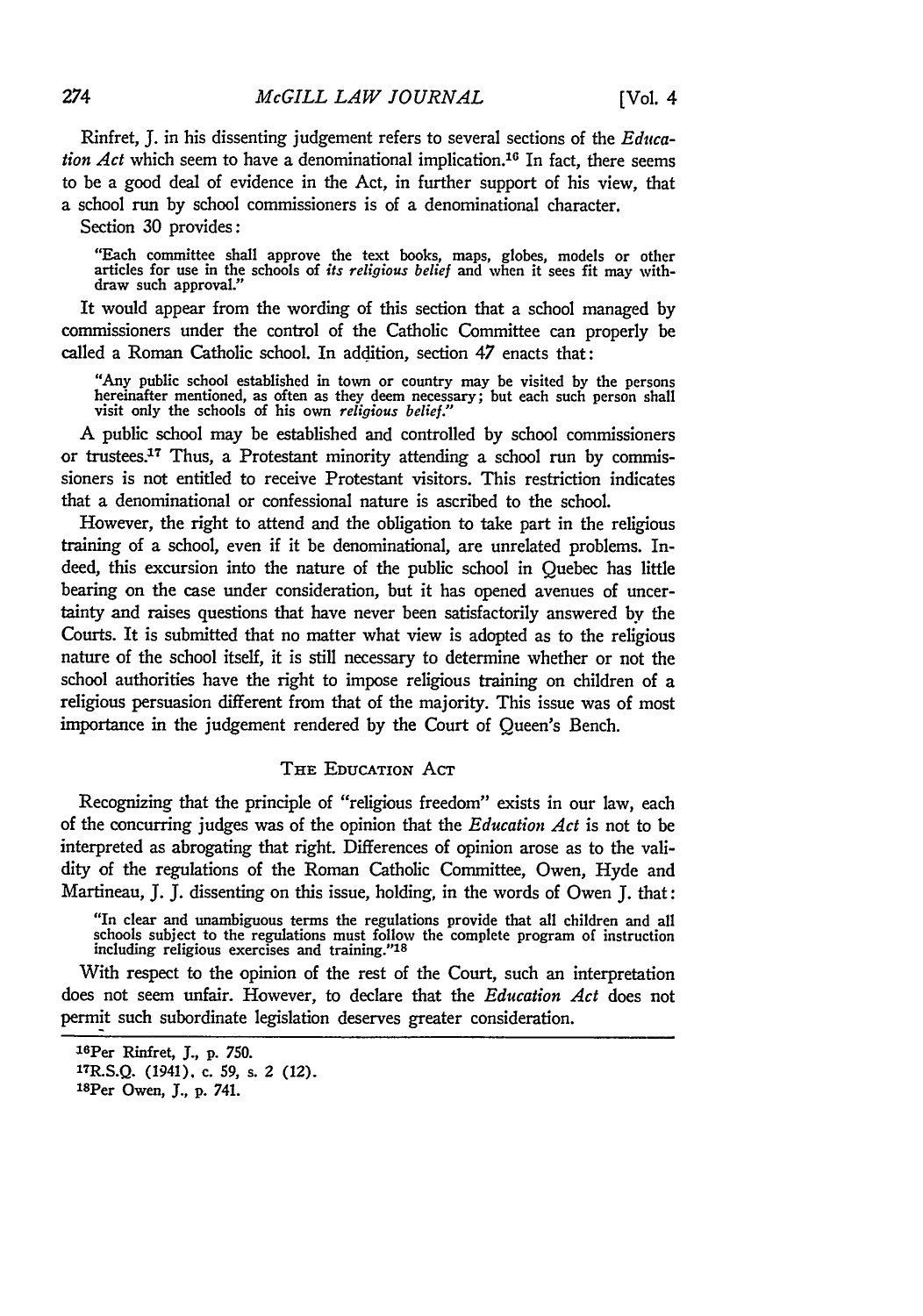Rinfret, J. in his dissenting judgement refers to several sections of the *Education Act* which seem to have a denominational implication.[16] In fact, there seems to be a good deal of evidence in the Act, in further support of his view, that a school run by school commissioners is of a denominational character.

Section 30 provides:

> "Each committee shall approve the text books, maps, globes, models or other articles for use in the schools of *its religious belief* and when it sees fit may withdraw such approval."

It would appear from the wording of this section that a school managed by commissioners under the control of the Catholic Committee can properly be called a Roman Catholic school. In addition, section 47 enacts that:

> "Any public school established in town or country may be visited by the persons hereinafter mentioned, as often as they deem necessary; but each such person shall visit only the schools of his own *religious belief.*"

A public school may be established and controlled by school commissioners or trustees.[17] Thus, a Protestant minority attending a school run by commissioners is not entitled to receive Protestant visitors. This restriction indicates that a denominational or confessional nature is ascribed to the school.

However, the right to attend and the obligation to take part in the religious training of a school, even if it be denominational, are unrelated problems. Indeed, this excursion into the nature of the public school in Quebec has little bearing on the case under consideration, but it has opened avenues of uncertainty and raises questions that have never been satisfactorily answered by the Courts. It is submitted that no matter what view is adopted as to the religious nature of the school itself, it is still necessary to determine whether or not the school authorities have the right to impose religious training on children of a religious persuasion different from that of the majority. This issue was of most importance in the judgement rendered by the Court of Queen's Bench.

## THE EDUCATION ACT

Recognizing that the principle of "religious freedom" exists in our law, each of the concurring judges was of the opinion that the *Education Act* is not to be interpreted as abrogating that right. Differences of opinion arose as to the validity of the regulations of the Roman Catholic Committee, Owen, Hyde and Martineau, J. J. dissenting on this issue, holding, in the words of Owen J. that:

> "In clear and unambiguous terms the regulations provide that all children and all schools subject to the regulations must follow the complete program of instruction including religious exercises and training."[18]

With respect to the opinion of the rest of the Court, such an interpretation does not seem unfair. However, to declare that the *Education Act* does not permit such subordinate legislation deserves greater consideration.

---

[16] Per Rinfret, J., p. 750.

[17] R.S.Q. (1941), c. 59, s. 2 (12).

[18] Per Owen, J., p. 741.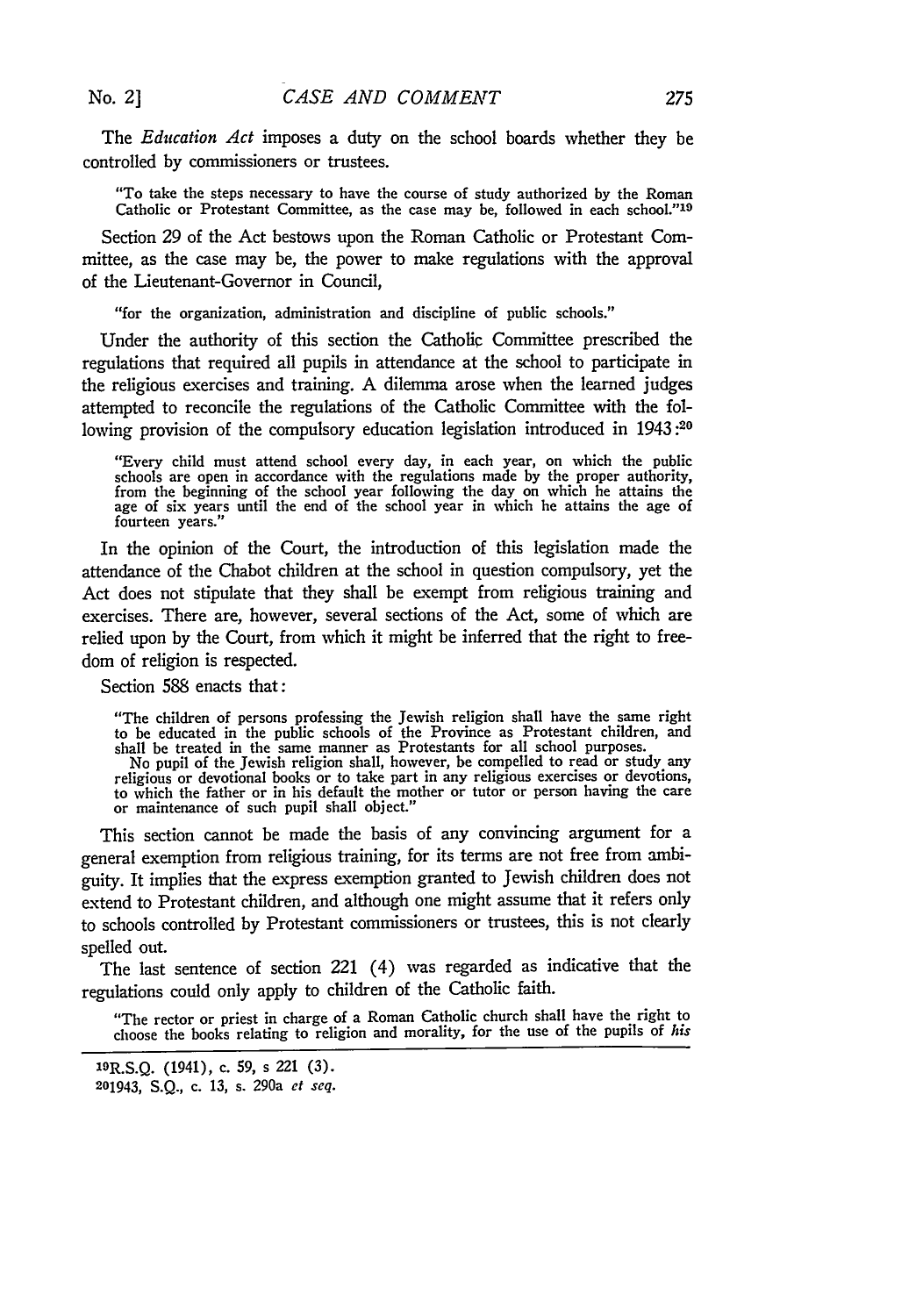The *Education Act* imposes a duty on the school boards whether they be controlled by commissioners or trustees.

> "To take the steps necessary to have the course of study authorized by the Roman Catholic or Protestant Committee, as the case may be, followed in each school."[19]

Section 29 of the Act bestows upon the Roman Catholic or Protestant Committee, as the case may be, the power to make regulations with the approval of the Lieutenant-Governor in Council,

> "for the organization, administration and discipline of public schools."

Under the authority of this section the Catholic Committee prescribed the regulations that required all pupils in attendance at the school to participate in the religious exercises and training. A dilemma arose when the learned judges attempted to reconcile the regulations of the Catholic Committee with the following provision of the compulsory education legislation introduced in 1943:[20]

> "Every child must attend school every day, in each year, on which the public schools are open in accordance with the regulations made by the proper authority, from the beginning of the school year following the day on which he attains the age of six years until the end of the school year in which he attains the age of fourteen years."

In the opinion of the Court, the introduction of this legislation made the attendance of the Chabot children at the school in question compulsory, yet the Act does not stipulate that they shall be exempt from religious training and exercises. There are, however, several sections of the Act, some of which are relied upon by the Court, from which it might be inferred that the right to freedom of religion is respected.

Section 588 enacts that:

> "The children of persons professing the Jewish religion shall have the same right to be educated in the public schools of the Province as Protestant children, and shall be treated in the same manner as Protestants for all school purposes.
>
> No pupil of the Jewish religion shall, however, be compelled to read or study any religious or devotional books or to take part in any religious exercises or devotions, to which the father or in his default the mother or tutor or person having the care or maintenance of such pupil shall object."

This section cannot be made the basis of any convincing argument for a general exemption from religious training, for its terms are not free from ambiguity. It implies that the express exemption granted to Jewish children does not extend to Protestant children, and although one might assume that it refers only to schools controlled by Protestant commissioners or trustees, this is not clearly spelled out.

The last sentence of section 221 (4) was regarded as indicative that the regulations could only apply to children of the Catholic faith.

> "The rector or priest in charge of a Roman Catholic church shall have the right to choose the books relating to religion and morality, for the use of the pupils of *his*

---

[19] R.S.Q. (1941), c. 59, s 221 (3).

[20] 1943, S.Q., c. 13, s. 290a *et seq.*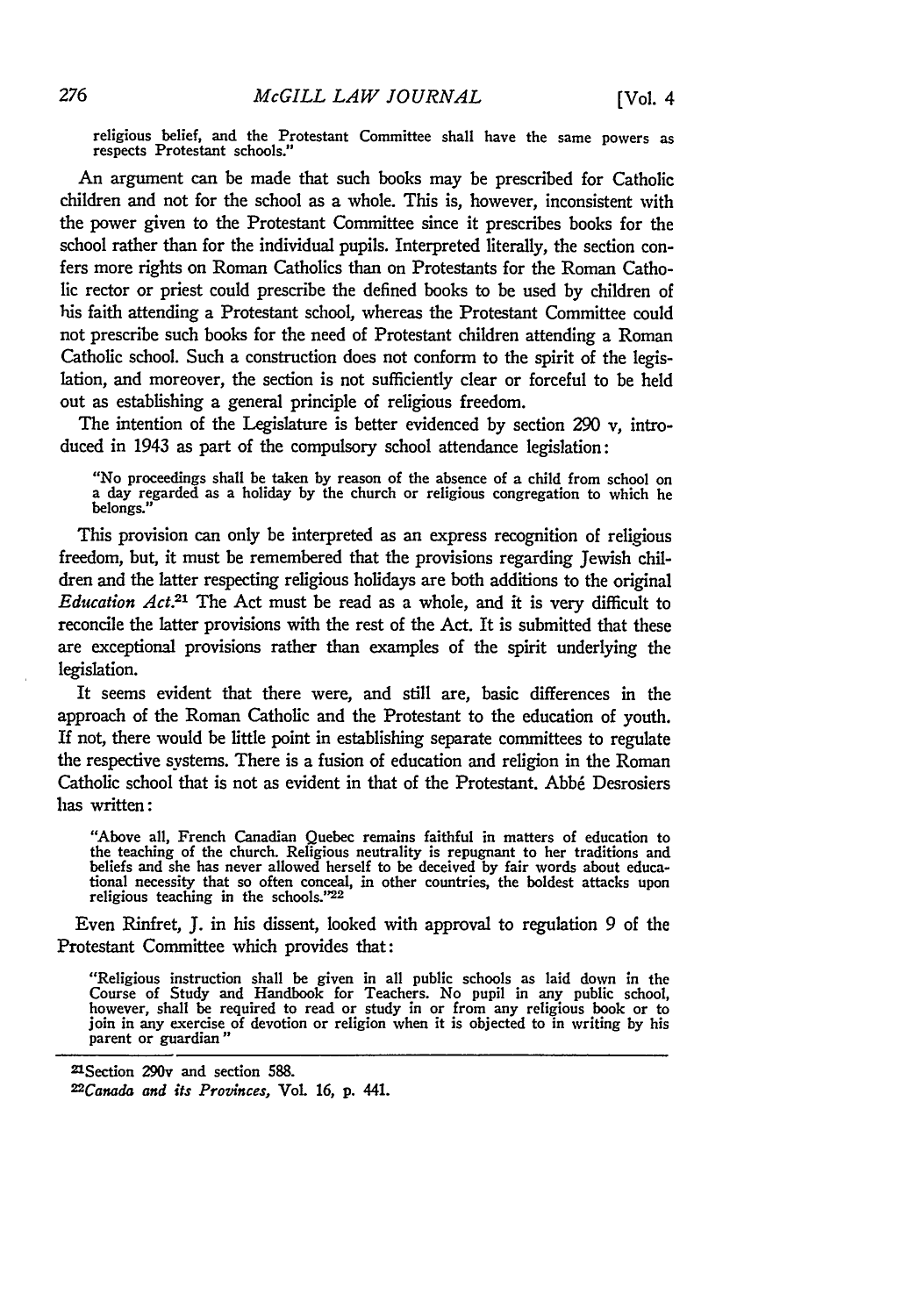> religious belief, and the Protestant Committee shall have the same powers as respects Protestant schools."

An argument can be made that such books may be prescribed for Catholic children and not for the school as a whole. This is, however, inconsistent with the power given to the Protestant Committee since it prescribes books for the school rather than for the individual pupils. Interpreted literally, the section confers more rights on Roman Catholics than on Protestants for the Roman Catholic rector or priest could prescribe the defined books to be used by children of his faith attending a Protestant school, whereas the Protestant Committee could not prescribe such books for the need of Protestant children attending a Roman Catholic school. Such a construction does not conform to the spirit of the legislation, and moreover, the section is not sufficiently clear or forceful to be held out as establishing a general principle of religious freedom.

The intention of the Legislature is better evidenced by section 290 v, introduced in 1943 as part of the compulsory school attendance legislation:

> "No proceedings shall be taken by reason of the absence of a child from school on a day regarded as a holiday by the church or religious congregation to which he belongs."

This provision can only be interpreted as an express recognition of religious freedom, but, it must be remembered that the provisions regarding Jewish children and the latter respecting religious holidays are both additions to the original *Education Act*.[21] The Act must be read as a whole, and it is very difficult to reconcile the latter provisions with the rest of the Act. It is submitted that these are exceptional provisions rather than examples of the spirit underlying the legislation.

It seems evident that there were, and still are, basic differences in the approach of the Roman Catholic and the Protestant to the education of youth. If not, there would be little point in establishing separate committees to regulate the respective systems. There is a fusion of education and religion in the Roman Catholic school that is not as evident in that of the Protestant. Abbé Desrosiers has written:

> "Above all, French Canadian Quebec remains faithful in matters of education to the teaching of the church. Religious neutrality is repugnant to her traditions and beliefs and she has never allowed herself to be deceived by fair words about educational necessity that so often conceal, in other countries, the boldest attacks upon religious teaching in the schools."[22]

Even Rinfret, J. in his dissent, looked with approval to regulation 9 of the Protestant Committee which provides that:

> "Religious instruction shall be given in all public schools as laid down in the Course of Study and Handbook for Teachers. No pupil in any public school, however, shall be required to read or study in or from any religious book or to join in any exercise of devotion or religion when it is objected to in writing by his parent or guardian"

---

[21] Section 290v and section 588.

[22] *Canada and its Provinces*, Vol. 16, p. 441.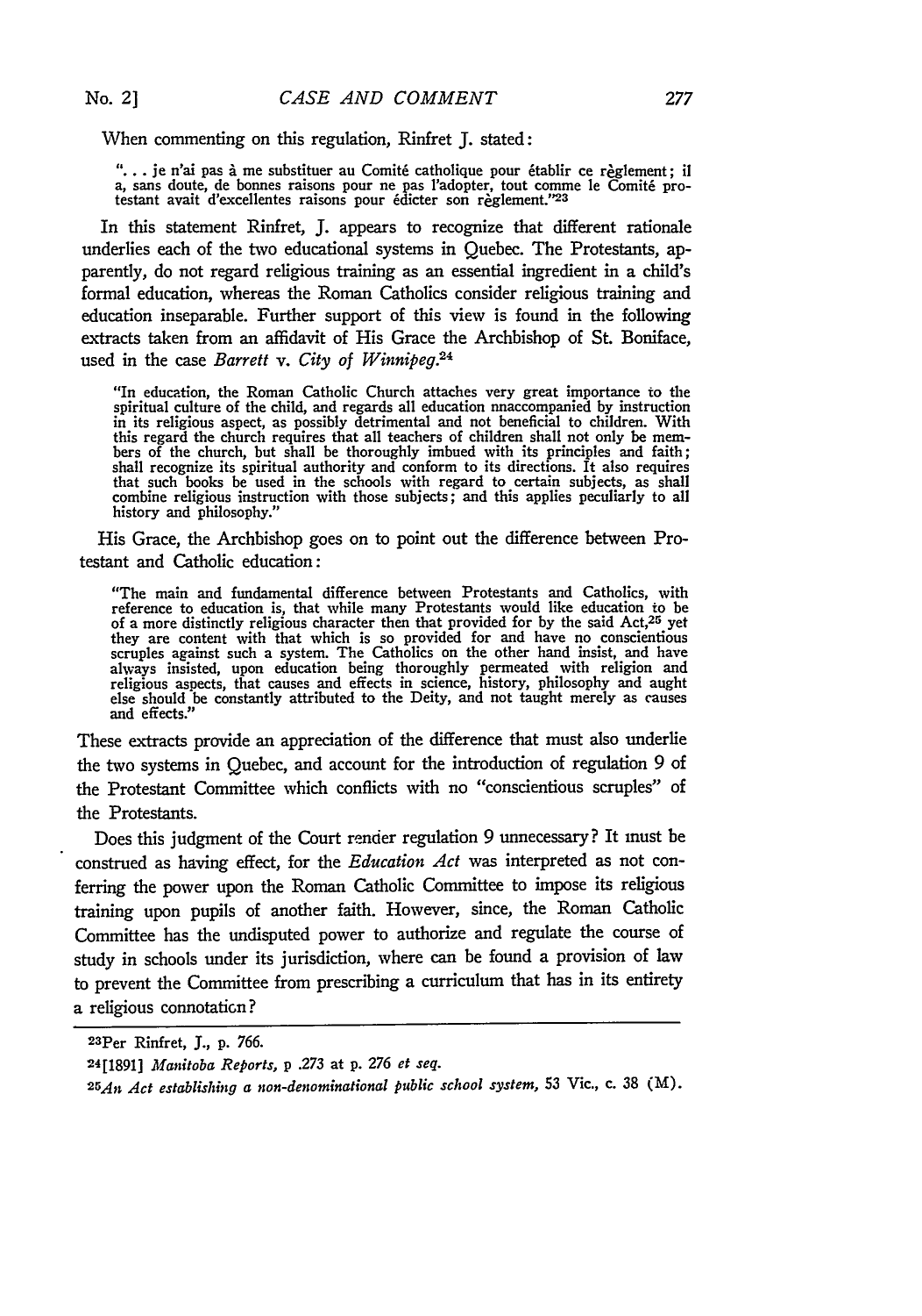When commenting on this regulation, Rinfret J. stated:

> ". . . je n'ai pas à me substituer au Comité catholique pour établir ce règlement; il a, sans doute, de bonnes raisons pour ne pas l'adopter, tout comme le Comité protestant avait d'excellentes raisons pour édicter son règlement."[23]

In this statement Rinfret, J. appears to recognize that different rationale underlies each of the two educational systems in Quebec. The Protestants, apparently, do not regard religious training as an essential ingredient in a child's formal education, whereas the Roman Catholics consider religious training and education inseparable. Further support of this view is found in the following extracts taken from an affidavit of His Grace the Archbishop of St. Boniface, used in the case *Barrett* v. *City of Winnipeg*.[24]

> "In education, the Roman Catholic Church attaches very great importance to the spiritual culture of the child, and regards all education nnaccompanied by instruction in its religious aspect, as possibly detrimental and not beneficial to children. With this regard the church requires that all teachers of children shall not only be members of the church, but shall be thoroughly imbued with its principles and faith; shall recognize its spiritual authority and conform to its directions. It also requires that such books be used in the schools with regard to certain subjects, as shall combine religious instruction with those subjects; and this applies peculiarly to all history and philosophy."

His Grace, the Archbishop goes on to point out the difference between Protestant and Catholic education:

> "The main and fundamental difference between Protestants and Catholics, with reference to education is, that while many Protestants would like education to be of a more distinctly religious character then that provided for by the said Act,[25] yet they are content with that which is so provided for and have no conscientious scruples against such a system. The Catholics on the other hand insist, and have always insisted, upon education being thoroughly permeated with religion and religious aspects, that causes and effects in science, history, philosophy and aught else should be constantly attributed to the Deity, and not taught merely as causes and effects."

These extracts provide an appreciation of the difference that must also underlie the two systems in Quebec, and account for the introduction of regulation 9 of the Protestant Committee which conflicts with no "conscientious scruples" of the Protestants.

Does this judgment of the Court render regulation 9 unnecessary? It must be construed as having effect, for the *Education Act* was interpreted as not conferring the power upon the Roman Catholic Committee to impose its religious training upon pupils of another faith. However, since, the Roman Catholic Committee has the undisputed power to authorize and regulate the course of study in schools under its jurisdiction, where can be found a provision of law to prevent the Committee from prescribing a curriculum that has in its entirety a religious connotation?

---

[23] Per Rinfret, J., p. 766.

[24] [1891] *Manitoba Reports*, p .273 at p. 276 *et seq.*

[25] *An Act establishing a non-denominational public school system*, 53 Vic., c. 38 (M).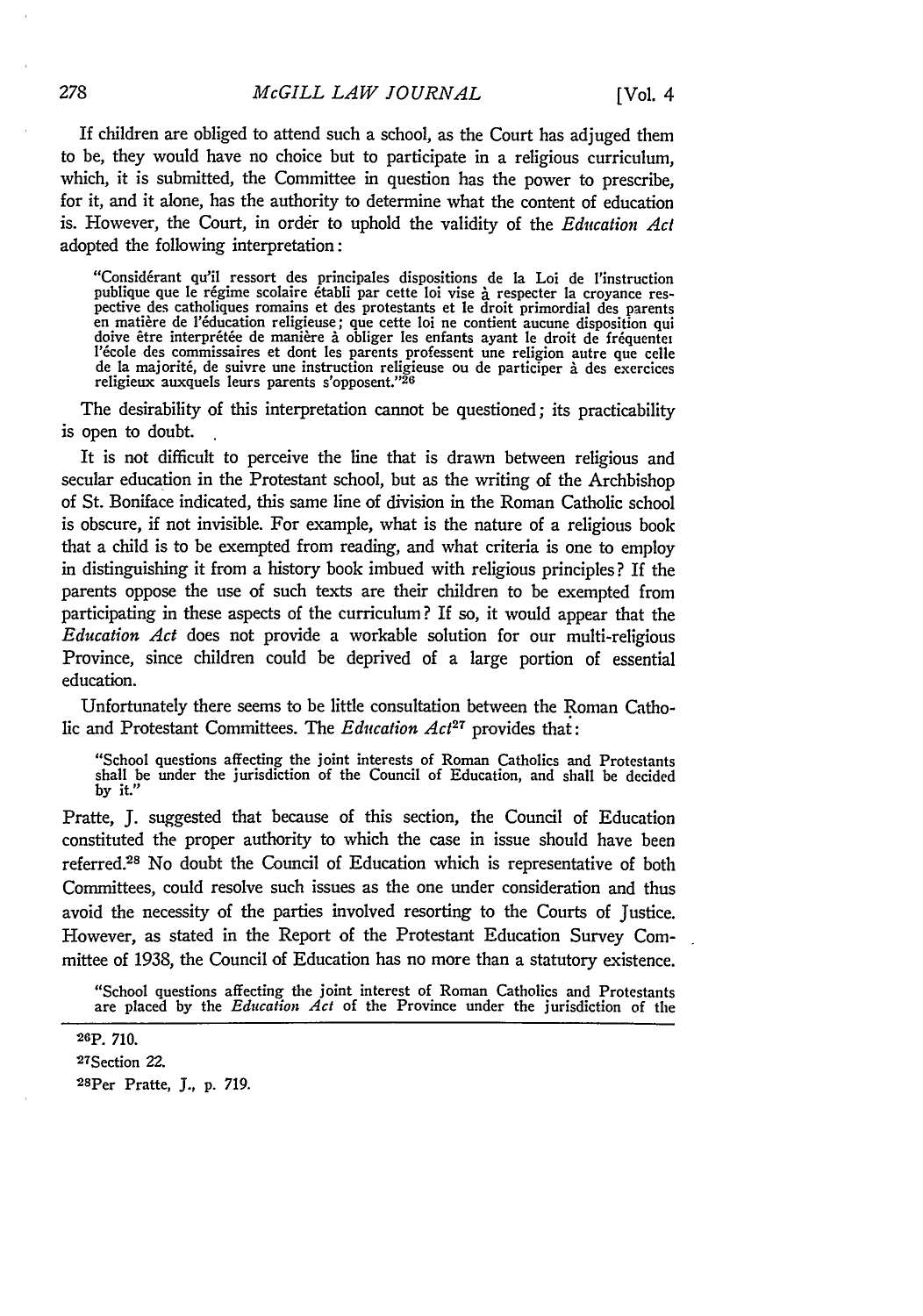If children are obliged to attend such a school, as the Court has adjuged them to be, they would have no choice but to participate in a religious curriculum, which, it is submitted, the Committee in question has the power to prescribe, for it, and it alone, has the authority to determine what the content of education is. However, the Court, in order to uphold the validity of the *Education Act* adopted the following interpretation:

> "Considérant qu'il ressort des principales dispositions de la Loi de l'instruction publique que le régime scolaire établi par cette loi vise à respecter la croyance respective des catholiques romains et des protestants et le droit primordial des parents en matière de l'éducation religieuse; que cette loi ne contient aucune disposition qui doive être interprétée de manière à obliger les enfants ayant le droit de fréquenter l'école des commissaires et dont les parents professent une religion autre que celle de la majorité, de suivre une instruction religieuse ou de participer à des exercices religieux auxquels leurs parents s'opposent."[26]

The desirability of this interpretation cannot be questioned; its practicability is open to doubt.

It is not difficult to perceive the line that is drawn between religious and secular education in the Protestant school, but as the writing of the Archbishop of St. Boniface indicated, this same line of division in the Roman Catholic school is obscure, if not invisible. For example, what is the nature of a religious book that a child is to be exempted from reading, and what criteria is one to employ in distinguishing it from a history book imbued with religious principles? If the parents oppose the use of such texts are their children to be exempted from participating in these aspects of the curriculum? If so, it would appear that the *Education Act* does not provide a workable solution for our multi-religious Province, since children could be deprived of a large portion of essential education.

Unfortunately there seems to be little consultation between the Roman Catholic and Protestant Committees. The *Education Act*[27] provides that:

> "School questions affecting the joint interests of Roman Catholics and Protestants shall be under the jurisdiction of the Council of Education, and shall be decided by it."

Pratte, J. suggested that because of this section, the Council of Education constituted the proper authority to which the case in issue should have been referred.[28] No doubt the Council of Education which is representative of both Committees, could resolve such issues as the one under consideration and thus avoid the necessity of the parties involved resorting to the Courts of Justice. However, as stated in the Report of the Protestant Education Survey Committee of 1938, the Council of Education has no more than a statutory existence.

> "School questions affecting the joint interest of Roman Catholics and Protestants are placed by the *Education Act* of the Province under the jurisdiction of the

---

[26] P. 710.

[27] Section 22.

[28] Per Pratte, J., p. 719.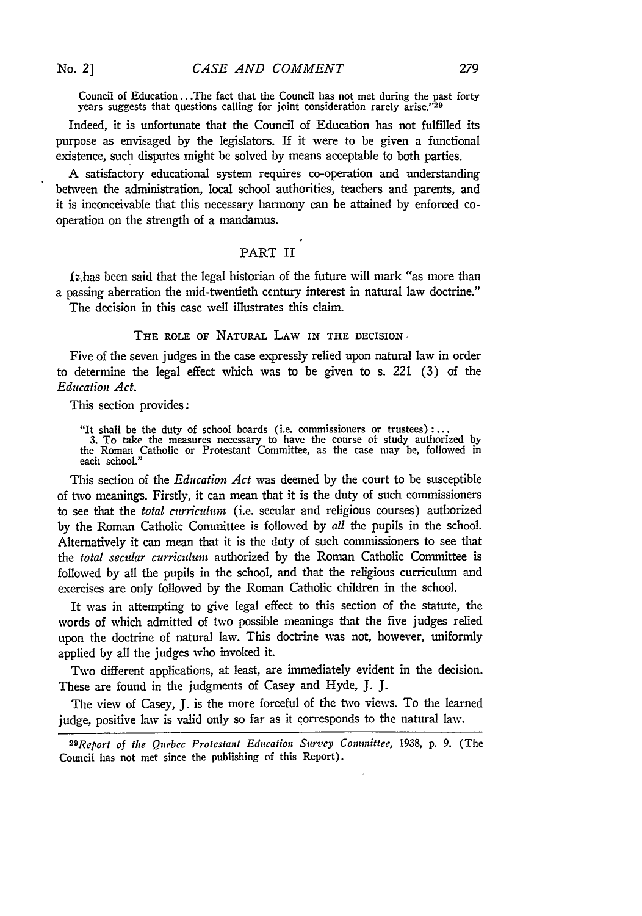Council of Education... The fact that the Council has not met during the past forty years suggests that questions calling for joint consideration rarely arise."[29]

Indeed, it is unfortunate that the Council of Education has not fulfilled its purpose as envisaged by the legislators. If it were to be given a functional existence, such disputes might be solved by means acceptable to both parties.

A satisfactory educational system requires co-operation and understanding between the administration, local school authorities, teachers and parents, and it is inconceivable that this necessary harmony can be attained by enforced co-operation on the strength of a mandamus.

## PART II

It has been said that the legal historian of the future will mark "as more than a passing aberration the mid-twentieth century interest in natural law doctrine." The decision in this case well illustrates this claim.

### THE ROLE OF NATURAL LAW IN THE DECISION

Five of the seven judges in the case expressly relied upon natural law in order to determine the legal effect which was to be given to s. 221 (3) of the *Education Act.*

This section provides:

> "It shall be the duty of school boards (i.e. commissioners or trustees): ...
> 3. To take the measures necessary to have the course of study authorized by the Roman Catholic or Protestant Committee, as the case may be, followed in each school."

This section of the *Education Act* was deemed by the court to be susceptible of two meanings. Firstly, it can mean that it is the duty of such commissioners to see that the *total curriculum* (i.e. secular and religious courses) authorized by the Roman Catholic Committee is followed by *all* the pupils in the school. Alternatively it can mean that it is the duty of such commissioners to see that the *total secular curriculum* authorized by the Roman Catholic Committee is followed by all the pupils in the school, and that the religious curriculum and exercises are only followed by the Roman Catholic children in the school.

It was in attempting to give legal effect to this section of the statute, the words of which admitted of two possible meanings that the five judges relied upon the doctrine of natural law. This doctrine was not, however, uniformly applied by all the judges who invoked it.

Two different applications, at least, are immediately evident in the decision. These are found in the judgments of Casey and Hyde, J. J.

The view of Casey, J. is the more forceful of the two views. To the learned judge, positive law is valid only so far as it corresponds to the natural law.

---

[29] *Report of the Quebec Protestant Education Survey Committee,* 1938, p. 9. (The Council has not met since the publishing of this Report).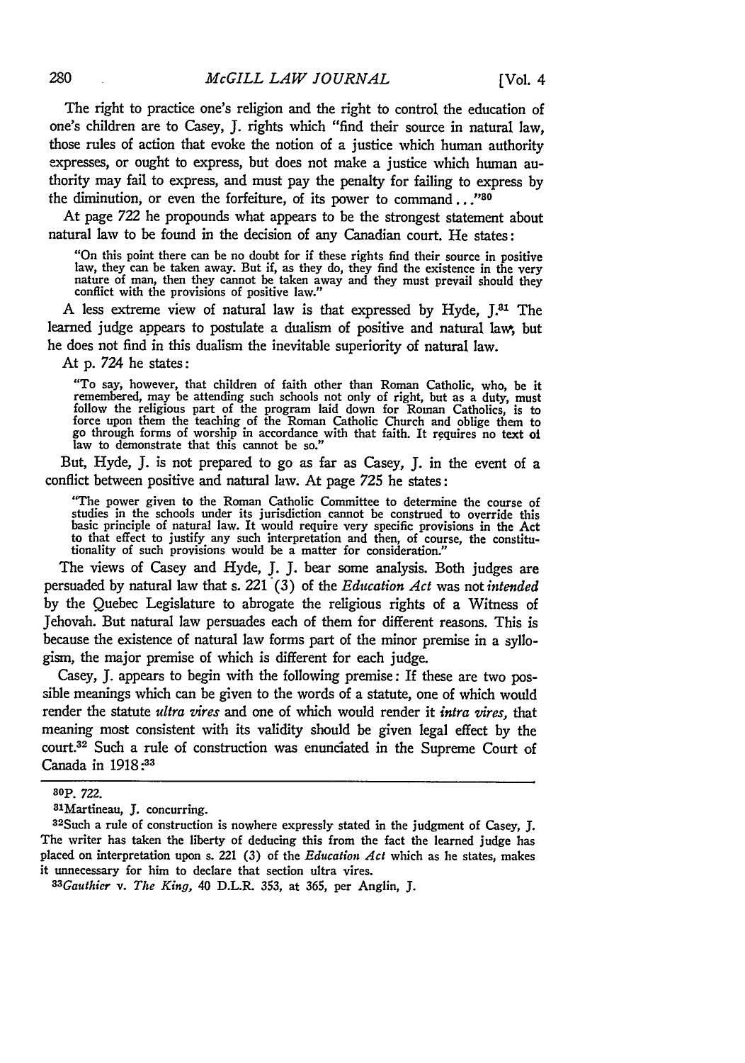The right to practice one's religion and the right to control the education of one's children are to Casey, J. rights which "find their source in natural law, those rules of action that evoke the notion of a justice which human authority expresses, or ought to express, but does not make a justice which human authority may fail to express, and must pay the penalty for failing to express by the diminution, or even the forfeiture, of its power to command..."[80]

At page 722 he propounds what appears to be the strongest statement about natural law to be found in the decision of any Canadian court. He states:

> "On this point there can be no doubt for if these rights find their source in positive law, they can be taken away. But if, as they do, they find the existence in the very nature of man, then they cannot be taken away and they must prevail should they conflict with the provisions of positive law."

A less extreme view of natural law is that expressed by Hyde, J.[81] The learned judge appears to postulate a dualism of positive and natural law, but he does not find in this dualism the inevitable superiority of natural law.

At p. 724 he states:

> "To say, however, that children of faith other than Roman Catholic, who, be it remembered, may be attending such schools not only of right, but as a duty, must follow the religious part of the program laid down for Roman Catholics, is to force upon them the teaching of the Roman Catholic Church and oblige them to go through forms of worship in accordance with that faith. It requires no text of law to demonstrate that this cannot be so."

But, Hyde, J. is not prepared to go as far as Casey, J. in the event of a conflict between positive and natural law. At page 725 he states:

> "The power given to the Roman Catholic Committee to determine the course of studies in the schools under its jurisdiction cannot be construed to override this basic principle of natural law. It would require very specific provisions in the Act to that effect to justify any such interpretation and then, of course, the constitutionality of such provisions would be a matter for consideration."

The views of Casey and Hyde, J. J. bear some analysis. Both judges are persuaded by natural law that s. 221 (3) of the *Education Act* was not *intended* by the Quebec Legislature to abrogate the religious rights of a Witness of Jehovah. But natural law persuades each of them for different reasons. This is because the existence of natural law forms part of the minor premise in a syllogism, the major premise of which is different for each judge.

Casey, J. appears to begin with the following premise: If these are two possible meanings which can be given to the words of a statute, one of which would render the statute *ultra vires* and one of which would render it *intra vires*, that meaning most consistent with its validity should be given legal effect by the court.[32] Such a rule of construction was enunciated in the Supreme Court of Canada in 1918:[33]

---

[30] P. 722.

[31] Martineau, J. concurring.

[32] Such a rule of construction is nowhere expressly stated in the judgment of Casey, J. The writer has taken the liberty of deducing this from the fact the learned judge has placed on interpretation upon s. 221 (3) of the *Education Act* which as he states, makes it unnecessary for him to declare that section ultra vires.

[33] *Gauthier* v. *The King*, 40 D.L.R. 353, at 365, per Anglin, J.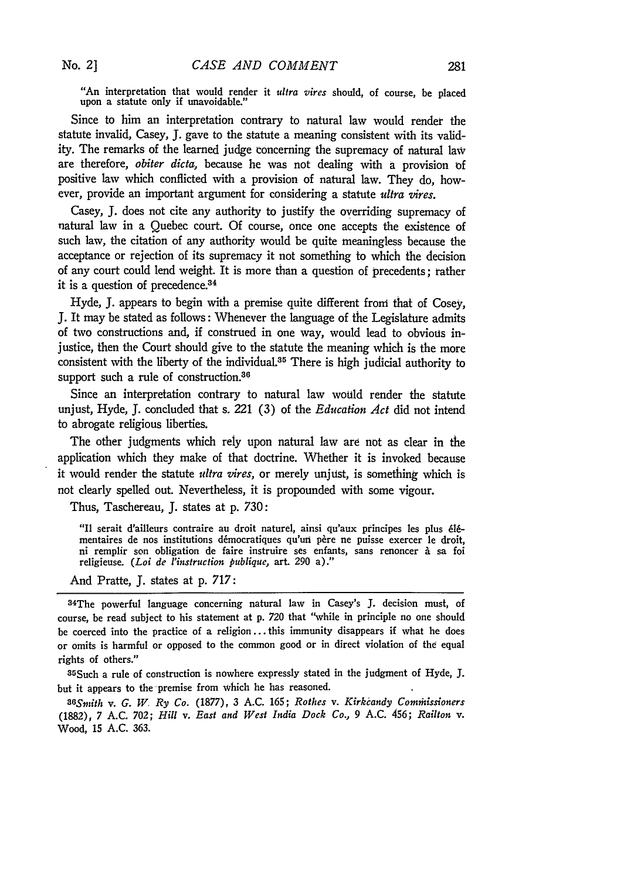> "An interpretation that would render it *ultra vires* should, of course, be placed upon a statute only if unavoidable."

Since to him an interpretation contrary to natural law would render the statute invalid, Casey, J. gave to the statute a meaning consistent with its validity. The remarks of the learned judge concerning the supremacy of natural law are therefore, *obiter dicta,* because he was not dealing with a provision of positive law which conflicted with a provision of natural law. They do, however, provide an important argument for considering a statute *ultra vires.*

Casey, J. does not cite any authority to justify the overriding supremacy of natural law in a Quebec court. Of course, once one accepts the existence of such law, the citation of any authority would be quite meaningless because the acceptance or rejection of its supremacy it not something to which the decision of any court could lend weight. It is more than a question of precedents; rather it is a question of precedence.[34]

Hyde, J. appears to begin with a premise quite different from that of Cosey, J. It may be stated as follows: Whenever the language of the Legislature admits of two constructions and, if construed in one way, would lead to obvious injustice, then the Court should give to the statute the meaning which is the more consistent with the liberty of the individual.[35] There is high judicial authority to support such a rule of construction.[36]

Since an interpretation contrary to natural law would render the statute unjust, Hyde, J. concluded that s. 221 (3) of the *Education Act* did not intend to abrogate religious liberties.

The other judgments which rely upon natural law are not as clear in the application which they make of that doctrine. Whether it is invoked because it would render the statute *ultra vires,* or merely unjust, is something which is not clearly spelled out. Nevertheless, it is propounded with some vigour.

Thus, Taschereau, J. states at p. 730:

> "Il serait d'ailleurs contraire au droit naturel, ainsi qu'aux principes les plus élémentaires de nos institutions démocratiques qu'un père ne puisse exercer le droit, ni remplir son obligation de faire instruire ses enfants, sans renoncer à sa foi religieuse. (*Loi de l'instruction publique,* art. 290 a)."

And Pratte, J. states at p. 717:

---

[34]The powerful language concerning natural law in Casey's J. decision must, of course, be read subject to his statement at p. 720 that "while in principle no one should be coerced into the practice of a religion... this immunity disappears if what he does or omits is harmful or opposed to the common good or in direct violation of the equal rights of others."

[35]Such a rule of construction is nowhere expressly stated in the judgment of Hyde, J. but it appears to the premise from which he has reasoned.

[36]*Smith v. G. W. Ry Co.* (1877), 3 A.C. 165; *Rothes v. Kirkcandy Commissioners* (1882), 7 A.C. 702; *Hill v. East and West India Dock Co.,* 9 A.C. 456; *Railton v. Wood,* 15 A.C. 363.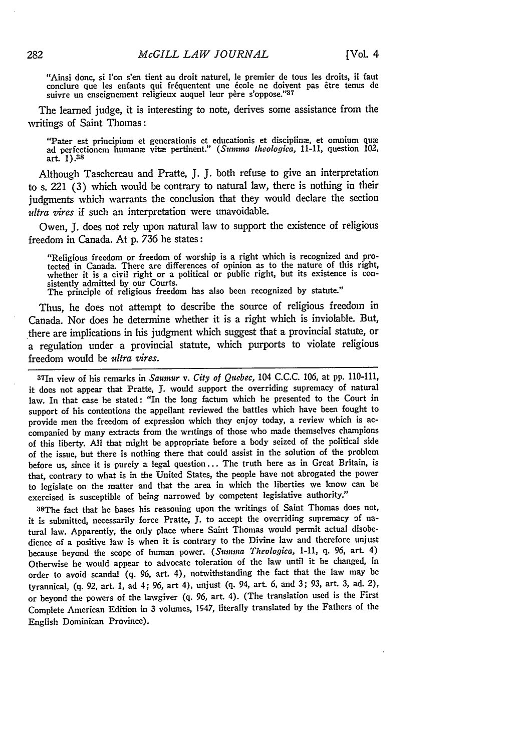"Ainsi donc, si l'on s'en tient au droit naturel, le premier de tous les droits, il faut conclure que les enfants qui fréquentent une école ne doivent pas être tenus de suivre un enseignement religieux auquel leur père s'oppose."[37]

The learned judge, it is interesting to note, derives some assistance from the writings of Saint Thomas:

> "Pater est principium et generationis et educationis et disciplinæ, et omnium quæ ad perfectionem humanæ vitæ pertinent." (*Summa theologica*, 11-11, question 102, art. 1).[38]

Although Taschereau and Pratte, J. J. both refuse to give an interpretation to s. 221 (3) which would be contrary to natural law, there is nothing in their judgments which warrants the conclusion that they would declare the section *ultra vires* if such an interpretation were unavoidable.

Owen, J. does not rely upon natural law to support the existence of religious freedom in Canada. At p. 736 he states:

> "Religious freedom or freedom of worship is a right which is recognized and protected in Canada. There are differences of opinion as to the nature of this right, whether it is a civil right or a political or public right, but its existence is consistently admitted by our Courts.
> The principle of religious freedom has also been recognized by statute."

Thus, he does not attempt to describe the source of religious freedom in Canada. Nor does he determine whether it is a right which is inviolable. But, there are implications in his judgment which suggest that a provincial statute, or a regulation under a provincial statute, which purports to violate religious freedom would be *ultra vires*.

---

[37] In view of his remarks in *Saumur* v. *City of Quebec*, 104 C.C.C. 106, at pp. 110-111, it does not appear that Pratte, J. would support the overriding supremacy of natural law. In that case he stated: "In the long factum which he presented to the Court in support of his contentions the appellant reviewed the battles which have been fought to provide men the freedom of expression which they enjoy today, a review which is accompanied by many extracts from the writings of those who made themselves champions of this liberty. All that might be appropriate before a body seized of the political side of the issue, but there is nothing there that could assist in the solution of the problem before us, since it is purely a legal question... The truth here as in Great Britain, is that, contrary to what is in the United States, the people have not abrogated the power to legislate on the matter and that the area in which the liberties we know can be exercised is susceptible of being narrowed by competent legislative authority."

[38] The fact that he bases his reasoning upon the writings of Saint Thomas does not, it is submitted, necessarily force Pratte, J. to accept the overriding supremacy of natural law. Apparently, the only place where Saint Thomas would permit actual disobedience of a positive law is when it is contrary to the Divine law and therefore unjust because beyond the scope of human power. (*Summa Theologica*, 1-11, q. 96, art. 4) Otherwise he would appear to advocate toleration of the law until it be changed, in order to avoid scandal (q. 96, art. 4), notwithstanding the fact that the law may be tyrannical, (q. 92, art. 1, ad 4; 96, art 4), unjust (q. 94, art. 6, and 3; 93, art. 3, ad. 2), or beyond the powers of the lawgiver (q. 96, art. 4). (The translation used is the First Complete American Edition in 3 volumes, 1947, literally translated by the Fathers of the English Dominican Province).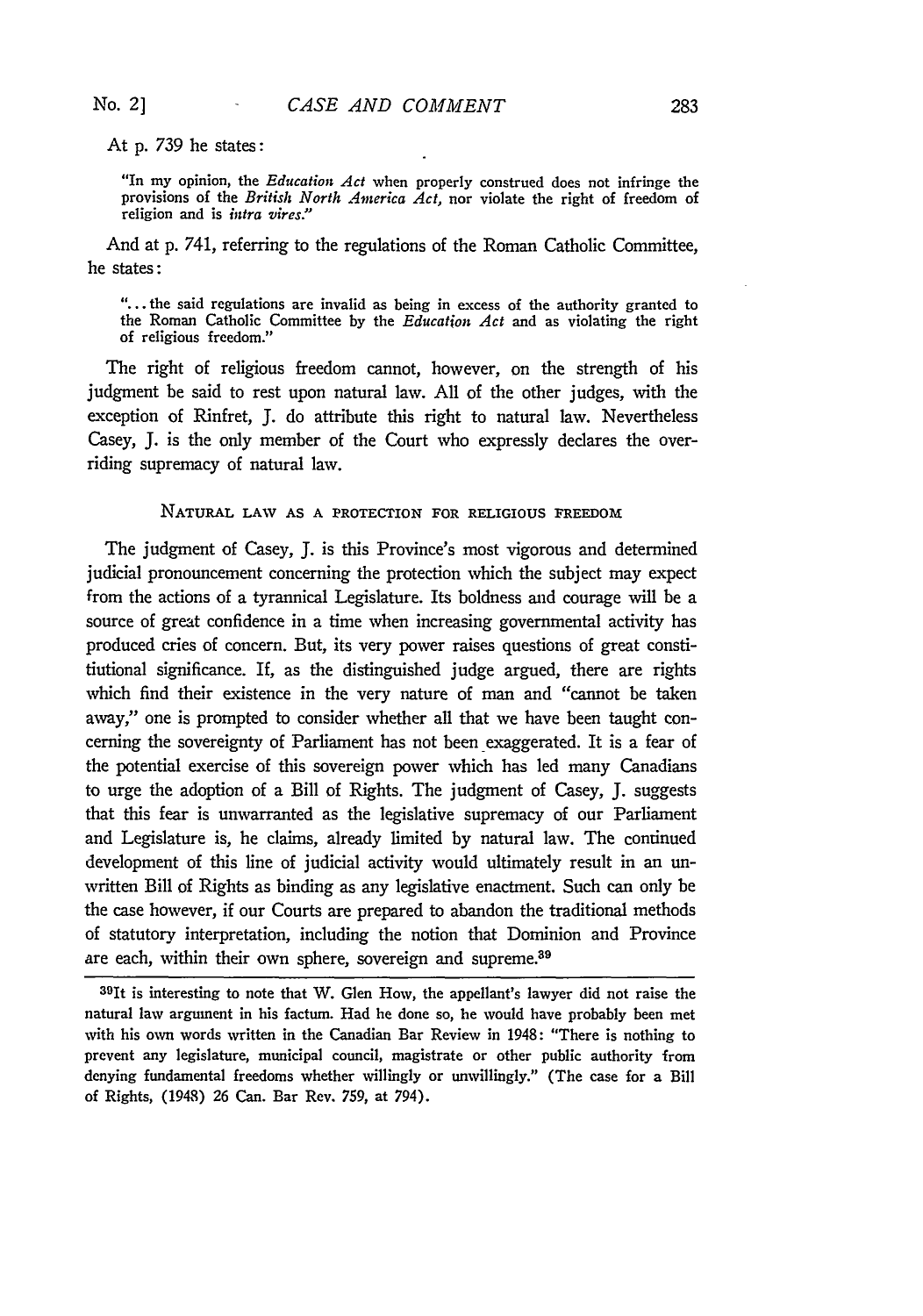At p. 739 he states:

> "In my opinion, the *Education Act* when properly construed does not infringe the provisions of the *British North America Act*, nor violate the right of freedom of religion and is *intra vires*."

And at p. 741, referring to the regulations of the Roman Catholic Committee, he states:

> "... the said regulations are invalid as being in excess of the authority granted to the Roman Catholic Committee by the *Education Act* and as violating the right of religious freedom."

The right of religious freedom cannot, however, on the strength of his judgment be said to rest upon natural law. All of the other judges, with the exception of Rinfret, J. do attribute this right to natural law. Nevertheless Casey, J. is the only member of the Court who expressly declares the overriding supremacy of natural law.

### NATURAL LAW AS A PROTECTION FOR RELIGIOUS FREEDOM

The judgment of Casey, J. is this Province's most vigorous and determined judicial pronouncement concerning the protection which the subject may expect from the actions of a tyrannical Legislature. Its boldness and courage will be a source of great confidence in a time when increasing governmental activity has produced cries of concern. But, its very power raises questions of great constitutional significance. If, as the distinguished judge argued, there are rights which find their existence in the very nature of man and "cannot be taken away," one is prompted to consider whether all that we have been taught concerning the sovereignty of Parliament has not been exaggerated. It is a fear of the potential exercise of this sovereign power which has led many Canadians to urge the adoption of a Bill of Rights. The judgment of Casey, J. suggests that this fear is unwarranted as the legislative supremacy of our Parliament and Legislature is, he claims, already limited by natural law. The continued development of this line of judicial activity would ultimately result in an unwritten Bill of Rights as binding as any legislative enactment. Such can only be the case however, if our Courts are prepared to abandon the traditional methods of statutory interpretation, including the notion that Dominion and Province are each, within their own sphere, sovereign and supreme.[39]

---

[39] It is interesting to note that W. Glen How, the appellant's lawyer did not raise the natural law argument in his factum. Had he done so, he would have probably been met with his own words written in the Canadian Bar Review in 1948: "There is nothing to prevent any legislature, municipal council, magistrate or other public authority from denying fundamental freedoms whether willingly or unwillingly." (The case for a Bill of Rights, (1948) 26 Can. Bar Rev. 759, at 794).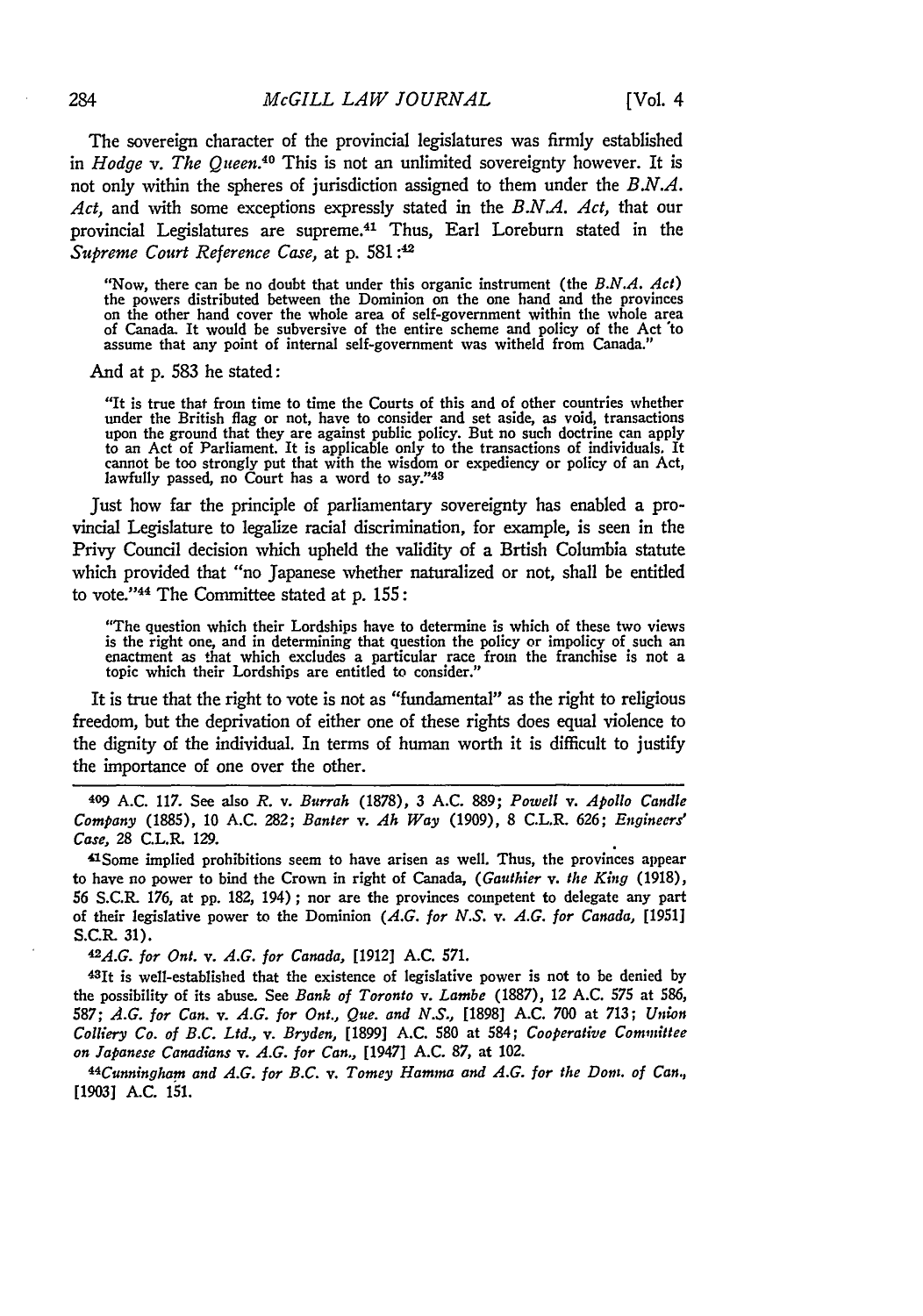The sovereign character of the provincial legislatures was firmly established in *Hodge* v. *The Queen*.[40] This is not an unlimited sovereignty however. It is not only within the spheres of jurisdiction assigned to them under the *B.N.A. Act*, and with some exceptions expressly stated in the *B.N.A. Act*, that our provincial Legislatures are supreme.[41] Thus, Earl Loreburn stated in the *Supreme Court Reference Case*, at p. 581:[42]

> "Now, there can be no doubt that under this organic instrument (the *B.N.A. Act*) the powers distributed between the Dominion on the one hand and the provinces on the other hand cover the whole area of self-government within the whole area of Canada. It would be subversive of the entire scheme and policy of the Act to assume that any point of internal self-government was witheld from Canada."

And at p. 583 he stated:

> "It is true that from time to time the Courts of this and of other countries whether under the British flag or not, have to consider and set aside, as void, transactions upon the ground that they are against public policy. But no such doctrine can apply to an Act of Parliament. It is applicable only to the transactions of individuals. It cannot be too strongly put that with the wisdom or expediency or policy of an Act, lawfully passed, no Court has a word to say."[43]

Just how far the principle of parliamentary sovereignty has enabled a provincial Legislature to legalize racial discrimination, for example, is seen in the Privy Council decision which upheld the validity of a Brtish Columbia statute which provided that "no Japanese whether naturalized or not, shall be entitled to vote."[44] The Committee stated at p. 155:

> "The question which their Lordships have to determine is which of these two views is the right one, and in determining that question the policy or impolicy of such an enactment as that which excludes a particular race from the franchise is not a topic which their Lordships are entitled to consider."

It is true that the right to vote is not as "fundamental" as the right to religious freedom, but the deprivation of either one of these rights does equal violence to the dignity of the individual. In terms of human worth it is difficult to justify the importance of one over the other.

---

[40]9 A.C. 117. See also *R.* v. *Burrah* (1878), 3 A.C. 889; *Powell* v. *Apollo Candle Company* (1885), 10 A.C. 282; *Banter* v. *Ah Way* (1909), 8 C.L.R. 626; *Engineers' Case*, 28 C.L.R. 129.

[41]Some implied prohibitions seem to have arisen as well. Thus, the provinces appear to have no power to bind the Crown in right of Canada, (*Gauthier* v. *the King* (1918), 56 S.C.R. 176, at pp. 182, 194); nor are the provinces competent to delegate any part of their legislative power to the Dominion (*A.G. for N.S.* v. *A.G. for Canada*, [1951] S.C.R. 31).

[42]*A.G. for Ont.* v. *A.G. for Canada*, [1912] A.C. 571.

[43]It is well-established that the existence of legislative power is not to be denied by the possibility of its abuse. See *Bank of Toronto* v. *Lambe* (1887), 12 A.C. 575 at 586, 587; *A.G. for Can.* v. *A.G. for Ont., Que. and N.S.*, [1898] A.C. 700 at 713; *Union Colliery Co. of B.C. Ltd.*, v. *Bryden*, [1899] A.C. 580 at 584; *Cooperative Committee on Japanese Canadians* v. *A.G. for Can.*, [1947] A.C. 87, at 102.

[44]*Cunningham and A.G. for B.C.* v. *Tomey Homma and A.G. for the Dom. of Can.*, [1903] A.C. 151.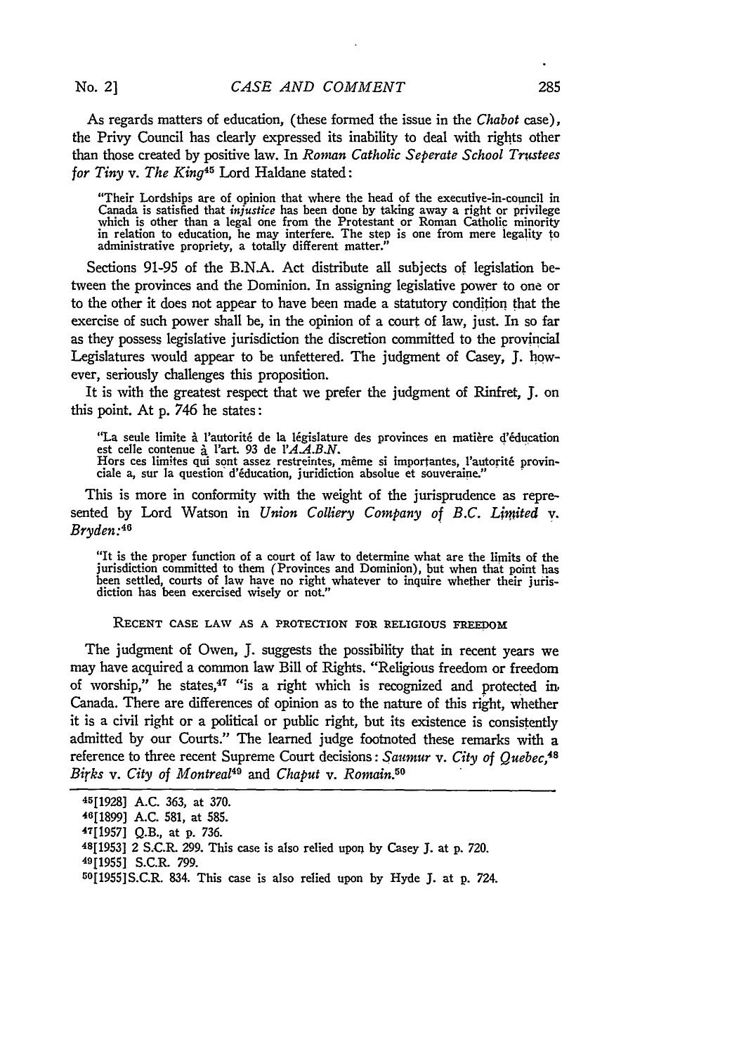As regards matters of education, (these formed the issue in the *Chabot* case), the Privy Council has clearly expressed its inability to deal with rights other than those created by positive law. In *Roman Catholic Seperate School Trustees for Tiny* v. *The King*[45] Lord Haldane stated:

> "Their Lordships are of opinion that where the head of the executive-in-council in Canada is satisfied that *injustice* has been done by taking away a right or privilege which is other than a legal one from the Protestant or Roman Catholic minority in relation to education, he may interfere. The step is one from mere legality to administrative propriety, a totally different matter."

Sections 91-95 of the B.N.A. Act distribute all subjects of legislation between the provinces and the Dominion. In assigning legislative power to one or to the other it does not appear to have been made a statutory condition that the exercise of such power shall be, in the opinion of a court of law, just. In so far as they possess legislative jurisdiction the discretion committed to the provincial Legislatures would appear to be unfettered. The judgment of Casey, J. however, seriously challenges this proposition.

It is with the greatest respect that we prefer the judgment of Rinfret, J. on this point. At p. 746 he states:

> "La seule limite à l'autorité de la législature des provinces en matière d'éducation est celle contenue à l'art. 93 de l'*A.A.B.N.*
> Hors ces limites qui sont assez restreintes, même si importantes, l'autorité provinciale a, sur la question d'éducation, juridiction absolue et souveraine."

This is more in conformity with the weight of the jurisprudence as represented by Lord Watson in *Union Colliery Company of B.C. Limited* v. *Bryden:*[46]

> "It is the proper function of a court of law to determine what are the limits of the jurisdiction committed to them (Provinces and Dominion), but when that point has been settled, courts of law have no right whatever to inquire whether their jurisdiction has been exercised wisely or not."

### RECENT CASE LAW AS A PROTECTION FOR RELIGIOUS FREEDOM

The judgment of Owen, J. suggests the possibility that in recent years we may have acquired a common law Bill of Rights. "Religious freedom or freedom of worship," he states,[47] "is a right which is recognized and protected in Canada. There are differences of opinion as to the nature of this right, whether it is a civil right or a political or public right, but its existence is consistently admitted by our Courts." The learned judge footnoted these remarks with a reference to three recent Supreme Court decisions: *Saumur* v. *City of Quebec,*[48] *Birks* v. *City of Montreal*[49] and *Chaput* v. *Romain.*[50]

---

[45] [1928] A.C. 363, at 370.

[46] [1899] A.C. 581, at 585.

[47] [1957] Q.B., at p. 736.

[48] [1953] 2 S.C.R. 299. This case is also relied upon by Casey J. at p. 720.

[49] [1955] S.C.R. 799.

[50] [1955] S.C.R. 834. This case is also relied upon by Hyde J. at p. 724.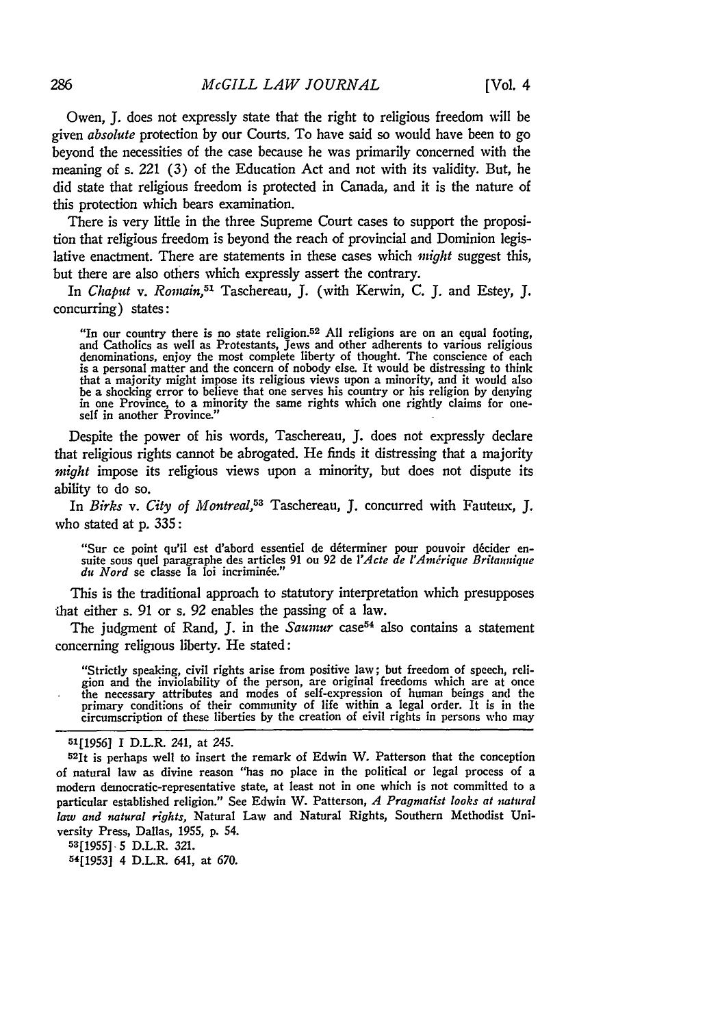Owen, J. does not expressly state that the right to religious freedom will be given *absolute* protection by our Courts. To have said so would have been to go beyond the necessities of the case because he was primarily concerned with the meaning of s. 221 (3) of the Education Act and not with its validity. But, he did state that religious freedom is protected in Canada, and it is the nature of this protection which bears examination.

There is very little in the three Supreme Court cases to support the proposition that religious freedom is beyond the reach of provincial and Dominion legislative enactment. There are statements in these cases which *might* suggest this, but there are also others which expressly assert the contrary.

In *Chaput* v. *Romain*,[51] Taschereau, J. (with Kerwin, C. J. and Estey, J. concurring) states:

> "In our country there is no state religion.[52] All religions are on an equal footing, and Catholics as well as Protestants, Jews and other adherents to various religious denominations, enjoy the most complete liberty of thought. The conscience of each is a personal matter and the concern of nobody else. It would be distressing to think that a majority might impose its religious views upon a minority, and it would also be a shocking error to believe that one serves his country or his religion by denying in one Province, to a minority the same rights which one rightly claims for oneself in another Province."

Despite the power of his words, Taschereau, J. does not expressly declare that religious rights cannot be abrogated. He finds it distressing that a majority *might* impose its religious views upon a minority, but does not dispute its ability to do so.

In *Birks* v. *City of Montreal*,[53] Taschereau, J. concurred with Fauteux, J. who stated at p. 335:

> "Sur ce point qu'il est d'abord essentiel de déterminer pour pouvoir décider ensuite sous quel paragraphe des articles 91 ou 92 de l'*Acte de l'Amérique Britannique du Nord* se classe la loi incriminée."

This is the traditional approach to statutory interpretation which presupposes that either s. 91 or s. 92 enables the passing of a law.

The judgment of Rand, J. in the *Saumur* case[54] also contains a statement concerning religious liberty. He stated:

> "Strictly speaking, civil rights arise from positive law; but freedom of speech, religion and the inviolability of the person, are original freedoms which are at once the necessary attributes and modes of self-expression of human beings and the primary conditions of their community of life within a legal order. It is in the circumscription of these liberties by the creation of civil rights in persons who may

---

[51][1956] 1 D.L.R. 241, at 245.

[52]It is perhaps well to insert the remark of Edwin W. Patterson that the conception of natural law as divine reason "has no place in the political or legal process of a modern democratic-representative state, at least not in one which is not committed to a particular established religion." See Edwin W. Patterson, *A Pragmatist looks at natural law and natural rights*, Natural Law and Natural Rights, Southern Methodist University Press, Dallas, 1955, p. 54.

[53][1955] 5 D.L.R. 321.

[54][1953] 4 D.L.R. 641, at 670.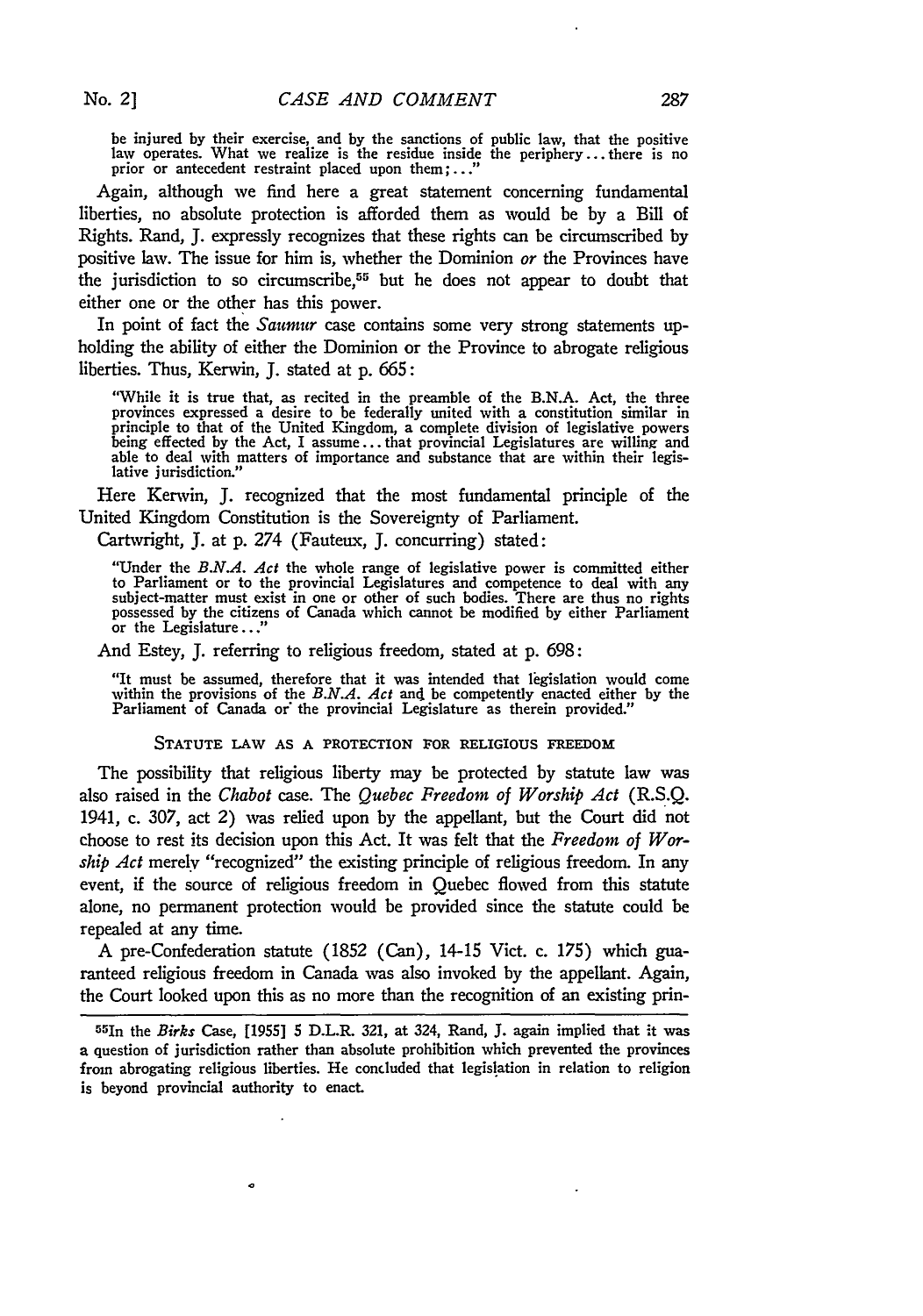be injured by their exercise, and by the sanctions of public law, that the positive law operates. What we realize is the residue inside the periphery ... there is no prior or antecedent restraint placed upon them; ..."

Again, although we find here a great statement concerning fundamental liberties, no absolute protection is afforded them as would be by a Bill of Rights. Rand, J. expressly recognizes that these rights can be circumscribed by positive law. The issue for him is, whether the Dominion *or* the Provinces have the jurisdiction to so circumscribe,[55] but he does not appear to doubt that either one or the other has this power.

In point of fact the *Saumur* case contains some very strong statements upholding the ability of either the Dominion or the Province to abrogate religious liberties. Thus, Kerwin, J. stated at p. 665:

> "While it is true that, as recited in the preamble of the B.N.A. Act, the three provinces expressed a desire to be federally united with a constitution similar in principle to that of the United Kingdom, a complete division of legislative powers being effected by the Act, I assume ... that provincial Legislatures are willing and able to deal with matters of importance and substance that are within their legislative jurisdiction."

Here Kerwin, J. recognized that the most fundamental principle of the United Kingdom Constitution is the Sovereignty of Parliament.

Cartwright, J. at p. 274 (Fauteux, J. concurring) stated:

> "Under the *B.N.A. Act* the whole range of legislative power is committed either to Parliament or to the provincial Legislatures and competence to deal with any subject-matter must exist in one or other of such bodies. There are thus no rights possessed by the citizens of Canada which cannot be modified by either Parliament or the Legislature ..."

And Estey, J. referring to religious freedom, stated at p. 698:

> "It must be assumed, therefore that it was intended that legislation would come within the provisions of the *B.N.A. Act* and be competently enacted either by the Parliament of Canada or the provincial Legislature as therein provided."

### STATUTE LAW AS A PROTECTION FOR RELIGIOUS FREEDOM

The possibility that religious liberty may be protected by statute law was also raised in the *Chabot* case. The *Quebec Freedom of Worship Act* (R.S.Q. 1941, c. 307, act 2) was relied upon by the appellant, but the Court did not choose to rest its decision upon this Act. It was felt that the *Freedom of Worship Act* merely "recognized" the existing principle of religious freedom. In any event, if the source of religious freedom in Quebec flowed from this statute alone, no permanent protection would be provided since the statute could be repealed at any time.

A pre-Confederation statute (1852 (Can), 14-15 Vict. c. 175) which guaranteed religious freedom in Canada was also invoked by the appellant. Again, the Court looked upon this as no more than the recognition of an existing prin-

---

[55] In the *Birks* Case, [1955] 5 D.L.R. 321, at 324, Rand, J. again implied that it was a question of jurisdiction rather than absolute prohibition which prevented the provinces from abrogating religious liberties. He concluded that legislation in relation to religion is beyond provincial authority to enact.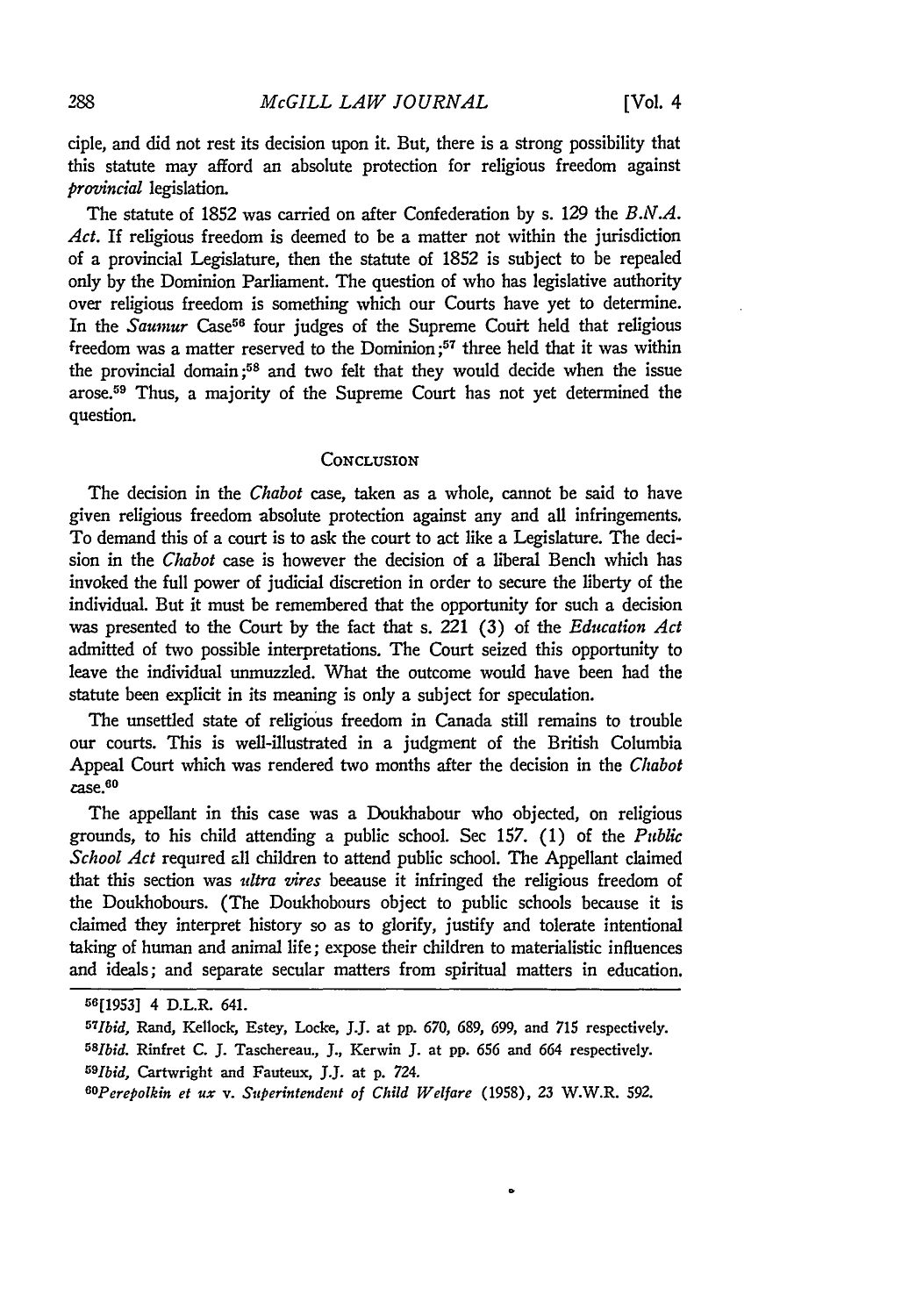ciple, and did not rest its decision upon it. But, there is a strong possibility that this statute may afford an absolute protection for religious freedom against *provincial* legislation.

The statute of 1852 was carried on after Confederation by s. 129 the *B.N.A. Act*. If religious freedom is deemed to be a matter not within the jurisdiction of a provincial Legislature, then the statute of 1852 is subject to be repealed only by the Dominion Parliament. The question of who has legislative authority over religious freedom is something which our Courts have yet to determine. In the *Saumur* Case[56] four judges of the Supreme Court held that religious freedom was a matter reserved to the Dominion;[57] three held that it was within the provincial domain;[58] and two felt that they would decide when the issue arose.[59] Thus, a majority of the Supreme Court has not yet determined the question.

## Conclusion

The decision in the *Chabot* case, taken as a whole, cannot be said to have given religious freedom absolute protection against any and all infringements. To demand this of a court is to ask the court to act like a Legislature. The decision in the *Chabot* case is however the decision of a liberal Bench which has invoked the full power of judicial discretion in order to secure the liberty of the individual. But it must be remembered that the opportunity for such a decision was presented to the Court by the fact that s. 221 (3) of the *Education Act* admitted of two possible interpretations. The Court seized this opportunity to leave the individual unmuzzled. What the outcome would have been had the statute been explicit in its meaning is only a subject for speculation.

The unsettled state of religious freedom in Canada still remains to trouble our courts. This is well-illustrated in a judgment of the British Columbia Appeal Court which was rendered two months after the decision in the *Chabot* case.[60]

The appellant in this case was a Doukhabour who objected, on religious grounds, to his child attending a public school. Sec 157. (1) of the *Public School Act* required all children to attend public school. The Appellant claimed that this section was *ultra vires* because it infringed the religious freedom of the Doukhobours. (The Doukhobours object to public schools because it is claimed they interpret history so as to glorify, justify and tolerate intentional taking of human and animal life; expose their children to materialistic influences and ideals; and separate secular matters from spiritual matters in education.

---

[56] [1953] 4 D.L.R. 641.

[57] *Ibid,* Rand, Kellock, Estey, Locke, J.J. at pp. 670, 689, 699, and 715 respectively.

[58] *Ibid.* Rinfret C. J. Taschereau., J., Kerwin J. at pp. 656 and 664 respectively.

[59] *Ibid,* Cartwright and Fauteux, J.J. at p. 724.

[60] *Perepolkin et ux* v. *Superintendent of Child Welfare* (1958), 23 W.W.R. 592.